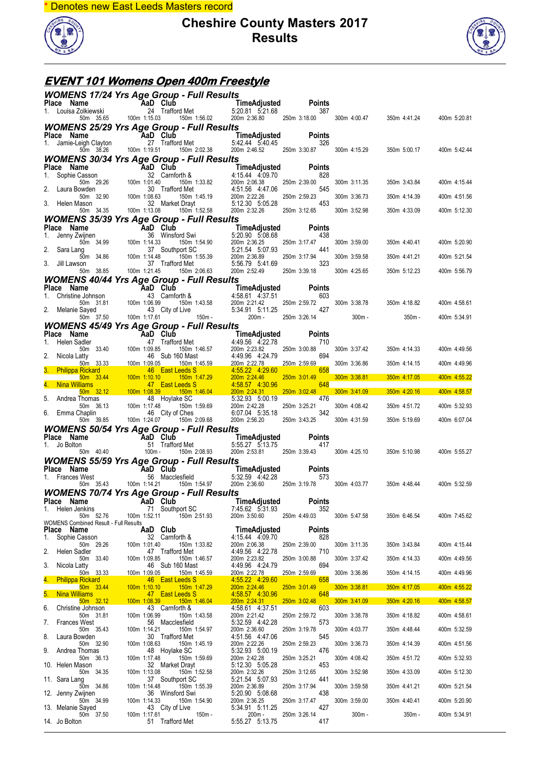\* Denotes new East Leeds Masters record

# Cheshire County Masters 2017
# Results

## EVENT 101 Womens Open 400m Freestyle

### WOMENS 17/24 Yrs Age Group - Full Results

| Place | Name | AaD | Club | Time | Adjusted | Points | | | | |
|---|---|---|---|---|---|---|---|---|---|---|
| 1. | Louisa Zolkiewski | 24 | Trafford Met | 5:20.81 | 5:21.68 | 387 | | | | |
| | 50m 35.65 | 100m 1:15.03 | 150m 1:56.02 | 200m 2:36.80 | 250m 3:18.00 | | 300m 4:00.47 | 350m 4:41.24 | 400m 5:20.81 | |

### WOMENS 25/29 Yrs Age Group - Full Results

| Place | Name | AaD | Club | Time | Adjusted | Points | | | | |
|---|---|---|---|---|---|---|---|---|---|---|
| 1. | Jamie-Leigh Clayton | 27 | Trafford Met | 5:42.44 | 5:40.45 | 326 | | | | |
| | 50m 38.26 | 100m 1:19.51 | 150m 2:02.38 | 200m 2:46.52 | 250m 3:30.87 | | 300m 4:15.29 | 350m 5:00.17 | 400m 5:42.44 | |

### WOMENS 30/34 Yrs Age Group - Full Results

| Place | Name | AaD | Club | Time | Adjusted | Points | | | | |
|---|---|---|---|---|---|---|---|---|---|---|
| 1. | Sophie Casson | 32 | Carnforth & | 4:15.44 | 4:09.70 | 828 | | | | |
| | 50m 29.26 | 100m 1:01.40 | 150m 1:33.82 | 200m 2:06.38 | 250m 2:39.00 | | 300m 3:11.35 | 350m 3:43.84 | 400m 4:15.44 | |
| 2. | Laura Bowden | 30 | Trafford Met | 4:51.56 | 4:47.06 | 545 | | | | |
| | 50m 32.90 | 100m 1:08.63 | 150m 1:45.19 | 200m 2:22.26 | 250m 2:59.23 | | 300m 3:36.73 | 350m 4:14.39 | 400m 4:51.56 | |
| 3. | Helen Mason | 32 | Market Drayt | 5:12.30 | 5:05.28 | 453 | | | | |
| | 50m 34.35 | 100m 1:13.08 | 150m 1:52.58 | 200m 2:32.26 | 250m 3:12.65 | | 300m 3:52.98 | 350m 4:33.09 | 400m 5:12.30 | |

### WOMENS 35/39 Yrs Age Group - Full Results

| Place | Name | AaD | Club | Time | Adjusted | Points | | | | |
|---|---|---|---|---|---|---|---|---|---|---|
| 1. | Jenny Zwijnen | 36 | Winsford Swi | 5:20.90 | 5:08.68 | 438 | | | | |
| | 50m 34.99 | 100m 1:14.33 | 150m 1:54.90 | 200m 2:36.25 | 250m 3:17.47 | | 300m 3:59.00 | 350m 4:40.41 | 400m 5:20.90 | |
| 2. | Sara Lang | 37 | Southport SC | 5:21.54 | 5:07.93 | 441 | | | | |
| | 50m 34.86 | 100m 1:14.48 | 150m 1:55.39 | 200m 2:36.89 | 250m 3:17.94 | | 300m 3:59.58 | 350m 4:41.21 | 400m 5:21.54 | |
| 3. | Jill Lawson | 37 | Trafford Met | 5:56.79 | 5:41.69 | 323 | | | | |
| | 50m 38.85 | 100m 1:21.45 | 150m 2:06.63 | 200m 2:52.49 | 250m 3:39.18 | | 300m 4:25.65 | 350m 5:12.23 | 400m 5:56.79 | |

### WOMENS 40/44 Yrs Age Group - Full Results

| Place | Name | AaD | Club | Time | Adjusted | Points | | | | |
|---|---|---|---|---|---|---|---|---|---|---|
| 1. | Christine Johnson | 43 | Carnforth & | 4:58.61 | 4:37.51 | 603 | | | | |
| | 50m 31.81 | 100m 1:06.99 | 150m 1:43.58 | 200m 2:21.42 | 250m 2:59.72 | | 300m 3:38.78 | 350m 4:18.82 | 400m 4:58.61 | |
| 2. | Melanie Sayed | 43 | City of Live | 5:34.91 | 5:11.25 | 427 | | | | |
| | 50m 37.50 | 100m 1:17.61 | 150m - | 200m - | 250m 3:26.14 | | 300m - | 350m - | 400m 5:34.91 | |

### WOMENS 45/49 Yrs Age Group - Full Results

| Place | Name | AaD | Club | Time | Adjusted | Points | | | | |
|---|---|---|---|---|---|---|---|---|---|---|
| 1. | Helen Sadler | 47 | Trafford Met | 4:49.56 | 4:22.78 | 710 | | | | |
| | 50m 33.40 | 100m 1:09.85 | 150m 1:46.57 | 200m 2:23.82 | 250m 3:00.88 | | 300m 3:37.42 | 350m 4:14.33 | 400m 4:49.56 | |
| 2. | Nicola Latty | 46 | Sub 160 Mast | 4:49.96 | 4:24.79 | 694 | | | | |
| | 50m 33.33 | 100m 1:09.05 | 150m 1:45.59 | 200m 2:22.78 | 250m 2:59.69 | | 300m 3:36.86 | 350m 4:14.15 | 400m 4:49.96 | |
| 3. | Philippa Rickard | 46 | East Leeds S | 4:55.22 | 4:29.60 | 658 | | | | |
| | 50m 33.44 | 100m 1:10.10 | 150m 1:47.29 | 200m 2:24.46 | 250m 3:01.49 | | 300m 3:38.81 | 350m 4:17.05 | 400m 4:55.22 | |
| 4. | Nina Williams | 47 | East Leeds S | 4:58.57 | 4:30.96 | 648 | | | | |
| | 50m 32.12 | 100m 1:08.39 | 150m 1:46.04 | 200m 2:24.31 | 250m 3:02.48 | | 300m 3:41.09 | 350m 4:20.16 | 400m 4:58.57 | |
| 5. | Andrea Thomas | 48 | Hoylake SC | 5:32.93 | 5:00.19 | 476 | | | | |
| | 50m 36.13 | 100m 1:17.48 | 150m 1:59.69 | 200m 2:42.28 | 250m 3:25.21 | | 300m 4:08.42 | 350m 4:51.72 | 400m 5:32.93 | |
| 6. | Emma Chaplin | 46 | City of Ches | 6:07.04 | 5:35.18 | 342 | | | | |
| | 50m 39.85 | 100m 1:24.07 | 150m 2:09.68 | 200m 2:56.20 | 250m 3:43.25 | | 300m 4:31.59 | 350m 5:19.69 | 400m 6:07.04 | |

### WOMENS 50/54 Yrs Age Group - Full Results

| Place | Name | AaD | Club | Time | Adjusted | Points | | | | |
|---|---|---|---|---|---|---|---|---|---|---|
| 1. | Jo Bolton | 51 | Trafford Met | 5:55.27 | 5:13.75 | 417 | | | | |
| | 50m 40.40 | 100m - | 150m 2:08.93 | 200m 2:53.81 | 250m 3:39.43 | | 300m 4:25.10 | 350m 5:10.98 | 400m 5:55.27 | |

### WOMENS 55/59 Yrs Age Group - Full Results

| Place | Name | AaD | Club | Time | Adjusted | Points | | | | |
|---|---|---|---|---|---|---|---|---|---|---|
| 1. | Frances West | 56 | Macclesfield | 5:32.59 | 4:42.28 | 573 | | | | |
| | 50m 35.43 | 100m 1:14.21 | 150m 1:54.97 | 200m 2:36.60 | 250m 3:19.78 | | 300m 4:03.77 | 350m 4:48.44 | 400m 5:32.59 | |

### WOMENS 70/74 Yrs Age Group - Full Results

| Place | Name | AaD | Club | Time | Adjusted | Points | | | | |
|---|---|---|---|---|---|---|---|---|---|---|
| 1. | Helen Jenkins | 71 | Southport SC | 7:45.62 | 5:31.93 | 352 | | | | |
| | 50m 52.76 | 100m 1:52.11 | 150m 2:51.93 | 200m 3:50.60 | 250m 4:49.03 | | 300m 5:47.58 | 350m 6:46.54 | 400m 7:45.62 | |

### WOMENS Combined Result - Full Results

| Place | Name | AaD | Club | Time | Adjusted | Points | | | | |
|---|---|---|---|---|---|---|---|---|---|---|
| 1. | Sophie Casson | 32 | Carnforth & | 4:15.44 | 4:09.70 | 828 | | | | |
| | 50m 29.26 | 100m 1:01.40 | 150m 1:33.82 | 200m 2:06.38 | 250m 2:39.00 | | 300m 3:11.35 | 350m 3:43.84 | 400m 4:15.44 | |
| 2. | Helen Sadler | 47 | Trafford Met | 4:49.56 | 4:22.78 | 710 | | | | |
| | 50m 33.40 | 100m 1:09.85 | 150m 1:46.57 | 200m 2:23.82 | 250m 3:00.88 | | 300m 3:37.42 | 350m 4:14.33 | 400m 4:49.56 | |
| 3. | Nicola Latty | 46 | Sub 160 Mast | 4:49.96 | 4:24.79 | 694 | | | | |
| | 50m 33.33 | 100m 1:09.05 | 150m 1:45.59 | 200m 2:22.78 | 250m 2:59.69 | | 300m 3:36.86 | 350m 4:14.15 | 400m 4:49.96 | |
| 4. | Philippa Rickard | 46 | East Leeds S | 4:55.22 | 4:29.60 | 658 | | | | |
| | 50m 33.44 | 100m 1:10.10 | 150m 1:47.29 | 200m 2:24.46 | 250m 3:01.49 | | 300m 3:38.81 | 350m 4:17.05 | 400m 4:55.22 | |
| 5. | Nina Williams | 47 | East Leeds S | 4:58.57 | 4:30.96 | 648 | | | | |
| | 50m 32.12 | 100m 1:08.39 | 150m 1:46.04 | 200m 2:24.31 | 250m 3:02.48 | | 300m 3:41.09 | 350m 4:20.16 | 400m 4:58.57 | |
| 6. | Christine Johnson | 43 | Carnforth & | 4:58.61 | 4:37.51 | 603 | | | | |
| | 50m 31.81 | 100m 1:06.99 | 150m 1:43.58 | 200m 2:21.42 | 250m 2:59.72 | | 300m 3:38.78 | 350m 4:18.82 | 400m 4:58.61 | |
| 7. | Frances West | 56 | Macclesfield | 5:32.59 | 4:42.28 | 573 | | | | |
| | 50m 35.43 | 100m 1:14.21 | 150m 1:54.97 | 200m 2:36.60 | 250m 3:19.78 | | 300m 4:03.77 | 350m 4:48.44 | 400m 5:32.59 | |
| 8. | Laura Bowden | 30 | Trafford Met | 4:51.56 | 4:47.06 | 545 | | | | |
| | 50m 32.90 | 100m 1:08.63 | 150m 1:45.19 | 200m 2:22.26 | 250m 2:59.23 | | 300m 3:36.73 | 350m 4:14.39 | 400m 4:51.56 | |
| 9. | Andrea Thomas | 48 | Hoylake SC | 5:32.93 | 5:00.19 | 476 | | | | |
| | 50m 36.13 | 100m 1:17.48 | 150m 1:59.69 | 200m 2:42.28 | 250m 3:25.21 | | 300m 4:08.42 | 350m 4:51.72 | 400m 5:32.93 | |
| 10. | Helen Mason | 32 | Market Drayt | 5:12.30 | 5:05.28 | 453 | | | | |
| | 50m 34.35 | 100m 1:13.08 | 150m 1:52.58 | 200m 2:32.26 | 250m 3:12.65 | | 300m 3:52.98 | 350m 4:33.09 | 400m 5:12.30 | |
| 11. | Sara Lang | 37 | Southport SC | 5:21.54 | 5:07.93 | 441 | | | | |
| | 50m 34.86 | 100m 1:14.48 | 150m 1:55.39 | 200m 2:36.89 | 250m 3:17.94 | | 300m 3:59.58 | 350m 4:41.21 | 400m 5:21.54 | |
| 12. | Jenny Zwijnen | 36 | Winsford Swi | 5:20.90 | 5:08.68 | 438 | | | | |
| | 50m 34.99 | 100m 1:14.33 | 150m 1:54.90 | 200m 2:36.25 | 250m 3:17.47 | | 300m 3:59.00 | 350m 4:40.41 | 400m 5:20.90 | |
| 13. | Melanie Sayed | 43 | City of Live | 5:34.91 | 5:11.25 | 427 | | | | |
| | 50m 37.50 | 100m 1:17.61 | 150m - | 200m - | 250m 3:26.14 | | 300m - | 350m - | 400m 5:34.91 | |
| 14. | Jo Bolton | 51 | Trafford Met | 5:55.27 | 5:13.75 | 417 | | | | |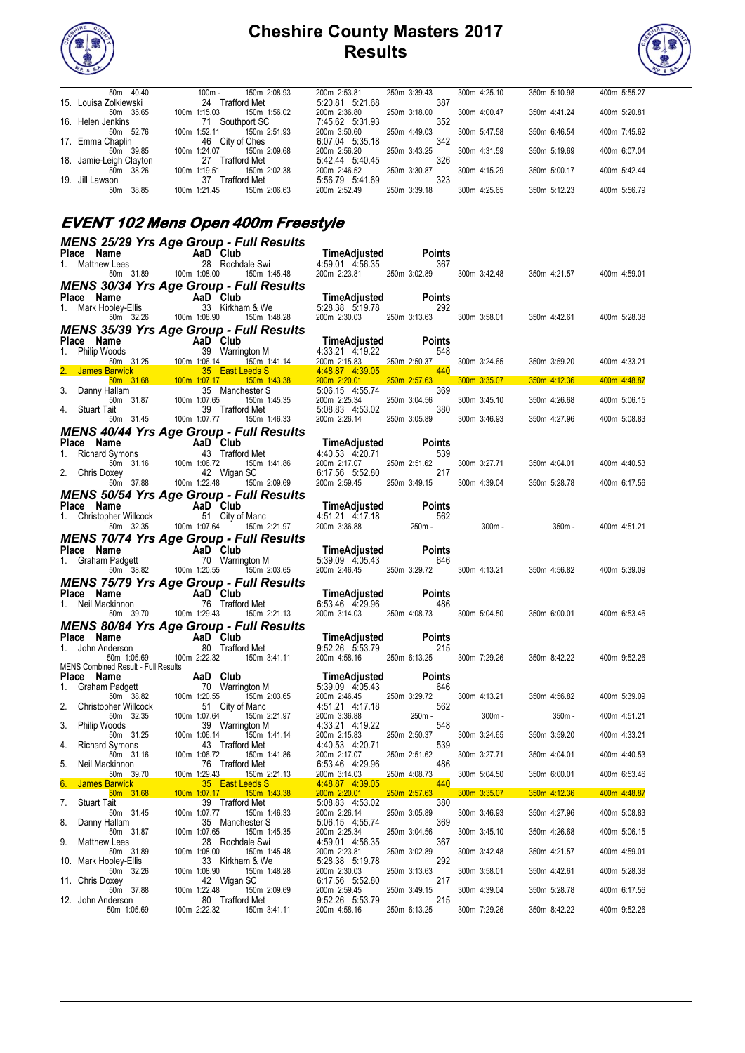# Cheshire County Masters 2017
# Results

| Place | Name | AaD | Club | Time | Adjusted | Points | | | | |
|---|---|---|---|---|---|---|---|---|---|---|
| | 50m 40.40 | 100m - | 150m 2:08.93 | 200m 2:53.81 | 250m 3:39.43 | 300m 4:25.10 | 350m 5:10.98 | 400m 5:55.27 | | |
| 15. | Louiza Zolkiewski | 24 | Trafford Met | 5:20.81 | 5:21.68 | 387 | | | | |
| | 50m 35.65 | 100m 1:15.03 | 150m 1:56.02 | 200m 2:36.80 | 250m 3:18.00 | 300m 4:00.47 | 350m 4:41.24 | 400m 5:20.81 | | |
| 16. | Helen Jenkins | 71 | Southport SC | 7:45.62 | 5:31.93 | 352 | | | | |
| | 50m 52.76 | 100m 1:52.11 | 150m 2:51.93 | 200m 3:50.60 | 250m 4:49.03 | 300m 5:47.58 | 350m 6:46.54 | 400m 7:45.62 | | |
| 17. | Emma Chaplin | 46 | City of Ches | 6:07.04 | 5:35.18 | 342 | | | | |
| | 50m 39.85 | 100m 1:24.07 | 150m 2:09.68 | 200m 2:56.20 | 250m 3:43.25 | 300m 4:31.59 | 350m 5:19.69 | 400m 6:07.04 | | |
| 18. | Jamie-Leigh Clayton | 27 | Trafford Met | 5:42.44 | 5:40.45 | 326 | | | | |
| | 50m 38.26 | 100m 1:19.51 | 150m 2:02.38 | 200m 2:46.52 | 250m 3:30.87 | 300m 4:15.29 | 350m 5:00.17 | 400m 5:42.44 | | |
| 19. | Jill Lawson | 37 | Trafford Met | 5:56.79 | 5:41.69 | 323 | | | | |
| | 50m 38.85 | 100m 1:21.45 | 150m 2:06.63 | 200m 2:52.49 | 250m 3:39.18 | 300m 4:25.65 | 350m 5:12.23 | 400m 5:56.79 | | |

## EVENT 102 Mens Open 400m Freestyle

### MENS 25/29 Yrs Age Group - Full Results

| Place | Name | AaD | Club | Time | Adjusted | Points |
|---|---|---|---|---|---|---|
| 1. | Matthew Lees | 28 | Rochdale Swi | 4:59.01 | 4:56.35 | 367 |

50m 31.89 · 100m 1:08.00 · 150m 1:45.48 · 200m 2:23.81 · 250m 3:02.89 · 300m 3:42.48 · 350m 4:21.57 · 400m 4:59.01

### MENS 30/34 Yrs Age Group - Full Results

| Place | Name | AaD | Club | Time | Adjusted | Points |
|---|---|---|---|---|---|---|
| 1. | Mark Hooley-Ellis | 33 | Kirkham & We | 5:28.38 | 5:19.78 | 292 |

50m 32.26 · 100m 1:08.90 · 150m 1:48.28 · 200m 2:30.03 · 250m 3:13.63 · 300m 3:58.01 · 350m 4:42.61 · 400m 5:28.38

### MENS 35/39 Yrs Age Group - Full Results

| Place | Name | AaD | Club | Time | Adjusted | Points |
|---|---|---|---|---|---|---|
| 1. | Philip Woods | 39 | Warrington M | 4:33.21 | 4:19.22 | 548 |
| | 50m 31.25 · 100m 1:06.14 · 150m 1:41.14 · 200m 2:15.83 · 250m 2:50.37 · 300m 3:24.65 · 350m 3:59.20 · 400m 4:33.21 | | | | | |
| 2. | James Barwick | 35 | East Leeds S | 4:48.87 | 4:39.05 | 440 |
| | 50m 31.68 · 100m 1:07.17 · 150m 1:43.38 · 200m 2:20.01 · 250m 2:57.63 · 300m 3:35.07 · 350m 4:12.36 · 400m 4:48.87 | | | | | |
| 3. | Danny Hallam | 35 | Manchester S | 5:06.15 | 4:55.74 | 369 |
| | 50m 31.87 · 100m 1:07.65 · 150m 1:45.35 · 200m 2:25.34 · 250m 3:04.56 · 300m 3:45.10 · 350m 4:26.68 · 400m 5:06.15 | | | | | |
| 4. | Stuart Tait | 39 | Trafford Met | 5:08.83 | 4:53.02 | 380 |
| | 50m 31.45 · 100m 1:07.77 · 150m 1:46.33 · 200m 2:26.14 · 250m 3:05.89 · 300m 3:46.93 · 350m 4:27.96 · 400m 5:08.83 | | | | | |

### MENS 40/44 Yrs Age Group - Full Results

| Place | Name | AaD | Club | Time | Adjusted | Points |
|---|---|---|---|---|---|---|
| 1. | Richard Symons | 43 | Trafford Met | 4:40.53 | 4:20.71 | 539 |
| | 50m 31.16 · 100m 1:06.72 · 150m 1:41.86 · 200m 2:17.07 · 250m 2:51.62 · 300m 3:27.71 · 350m 4:04.01 · 400m 4:40.53 | | | | | |
| 2. | Chris Doxey | 42 | Wigan SC | 6:17.56 | 5:52.80 | 217 |
| | 50m 37.88 · 100m 1:22.48 · 150m 2:09.69 · 200m 2:59.45 · 250m 3:49.15 · 300m 4:39.04 · 350m 5:28.78 · 400m 6:17.56 | | | | | |

### MENS 50/54 Yrs Age Group - Full Results

| Place | Name | AaD | Club | Time | Adjusted | Points |
|---|---|---|---|---|---|---|
| 1. | Christopher Willcock | 51 | City of Manc | 4:51.21 | 4:17.18 | 562 |

50m 32.35 · 100m 1:07.64 · 150m 2:21.97 · 200m 3:36.88 · 250m - · 300m - · 350m - · 400m 4:51.21

### MENS 70/74 Yrs Age Group - Full Results

| Place | Name | AaD | Club | Time | Adjusted | Points |
|---|---|---|---|---|---|---|
| 1. | Graham Padgett | 70 | Warrington M | 5:39.09 | 4:05.43 | 646 |

50m 38.82 · 100m 1:20.55 · 150m 2:03.65 · 200m 2:46.45 · 250m 3:29.72 · 300m 4:13.21 · 350m 4:56.82 · 400m 5:39.09

### MENS 75/79 Yrs Age Group - Full Results

| Place | Name | AaD | Club | Time | Adjusted | Points |
|---|---|---|---|---|---|---|
| 1. | Neil Mackinnon | 76 | Trafford Met | 6:53.46 | 4:29.96 | 486 |

50m 39.70 · 100m 1:29.43 · 150m 2:21.13 · 200m 3:14.03 · 250m 4:08.73 · 300m 5:04.50 · 350m 6:00.01 · 400m 6:53.46

### MENS 80/84 Yrs Age Group - Full Results

| Place | Name | AaD | Club | Time | Adjusted | Points |
|---|---|---|---|---|---|---|
| 1. | John Anderson | 80 | Trafford Met | 9:52.26 | 5:53.79 | 215 |

50m 1:05.69 · 100m 2:22.32 · 150m 3:41.11 · 200m 4:58.16 · 250m 6:13.25 · 300m 7:29.26 · 350m 8:42.22 · 400m 9:52.26

### MENS Combined Result - Full Results

| Place | Name | AaD | Club | Time | Adjusted | Points |
|---|---|---|---|---|---|---|
| 1. | Graham Padgett | 70 | Warrington M | 5:39.09 | 4:05.43 | 646 |
| | 50m 38.82 · 100m 1:20.55 · 150m 2:03.65 · 200m 2:46.45 · 250m 3:29.72 · 300m 4:13.21 · 350m 4:56.82 · 400m 5:39.09 | | | | | |
| 2. | Christopher Willcock | 51 | City of Manc | 4:51.21 | 4:17.18 | 562 |
| | 50m 32.35 · 100m 1:07.64 · 150m 2:21.97 · 200m 3:36.88 · 250m - · 300m - · 350m - · 400m 4:51.21 | | | | | |
| 3. | Philip Woods | 39 | Warrington M | 4:33.21 | 4:19.22 | 548 |
| | 50m 31.25 · 100m 1:06.14 · 150m 1:41.14 · 200m 2:15.83 · 250m 2:50.37 · 300m 3:24.65 · 350m 3:59.20 · 400m 4:33.21 | | | | | |
| 4. | Richard Symons | 43 | Trafford Met | 4:40.53 | 4:20.71 | 539 |
| | 50m 31.16 · 100m 1:06.72 · 150m 1:41.86 · 200m 2:17.07 · 250m 2:51.62 · 300m 3:27.71 · 350m 4:04.01 · 400m 4:40.53 | | | | | |
| 5. | Neil Mackinnon | 76 | Trafford Met | 6:53.46 | 4:29.96 | 486 |
| | 50m 39.70 · 100m 1:29.43 · 150m 2:21.13 · 200m 3:14.03 · 250m 4:08.73 · 300m 5:04.50 · 350m 6:00.01 · 400m 6:53.46 | | | | | |
| 6. | James Barwick | 35 | East Leeds S | 4:48.87 | 4:39.05 | 440 |
| | 50m 31.68 · 100m 1:07.17 · 150m 1:43.38 · 200m 2:20.01 · 250m 2:57.63 · 300m 3:35.07 · 350m 4:12.36 · 400m 4:48.87 | | | | | |
| 7. | Stuart Tait | 39 | Trafford Met | 5:08.83 | 4:53.02 | 380 |
| | 50m 31.45 · 100m 1:07.77 · 150m 1:46.33 · 200m 2:26.14 · 250m 3:05.89 · 300m 3:46.93 · 350m 4:27.96 · 400m 5:08.83 | | | | | |
| 8. | Danny Hallam | 35 | Manchester S | 5:06.15 | 4:55.74 | 369 |
| | 50m 31.87 · 100m 1:07.65 · 150m 1:45.35 · 200m 2:25.34 · 250m 3:04.56 · 300m 3:45.10 · 350m 4:26.68 · 400m 5:06.15 | | | | | |
| 9. | Matthew Lees | 28 | Rochdale Swi | 4:59.01 | 4:56.35 | 367 |
| | 50m 31.89 · 100m 1:08.00 · 150m 1:45.48 · 200m 2:23.81 · 250m 3:02.89 · 300m 3:42.48 · 350m 4:21.57 · 400m 4:59.01 | | | | | |
| 10. | Mark Hooley-Ellis | 33 | Kirkham & We | 5:28.38 | 5:19.78 | 292 |
| | 50m 32.26 · 100m 1:08.90 · 150m 1:48.28 · 200m 2:30.03 · 250m 3:13.63 · 300m 3:58.01 · 350m 4:42.61 · 400m 5:28.38 | | | | | |
| 11. | Chris Doxey | 42 | Wigan SC | 6:17.56 | 5:52.80 | 217 |
| | 50m 37.88 · 100m 1:22.48 · 150m 2:09.69 · 200m 2:59.45 · 250m 3:49.15 · 300m 4:39.04 · 350m 5:28.78 · 400m 6:17.56 | | | | | |
| 12. | John Anderson | 80 | Trafford Met | 9:52.26 | 5:53.79 | 215 |
| | 50m 1:05.69 · 100m 2:22.32 · 150m 3:41.11 · 200m 4:58.16 · 250m 6:13.25 · 300m 7:29.26 · 350m 8:42.22 · 400m 9:52.26 | | | | | |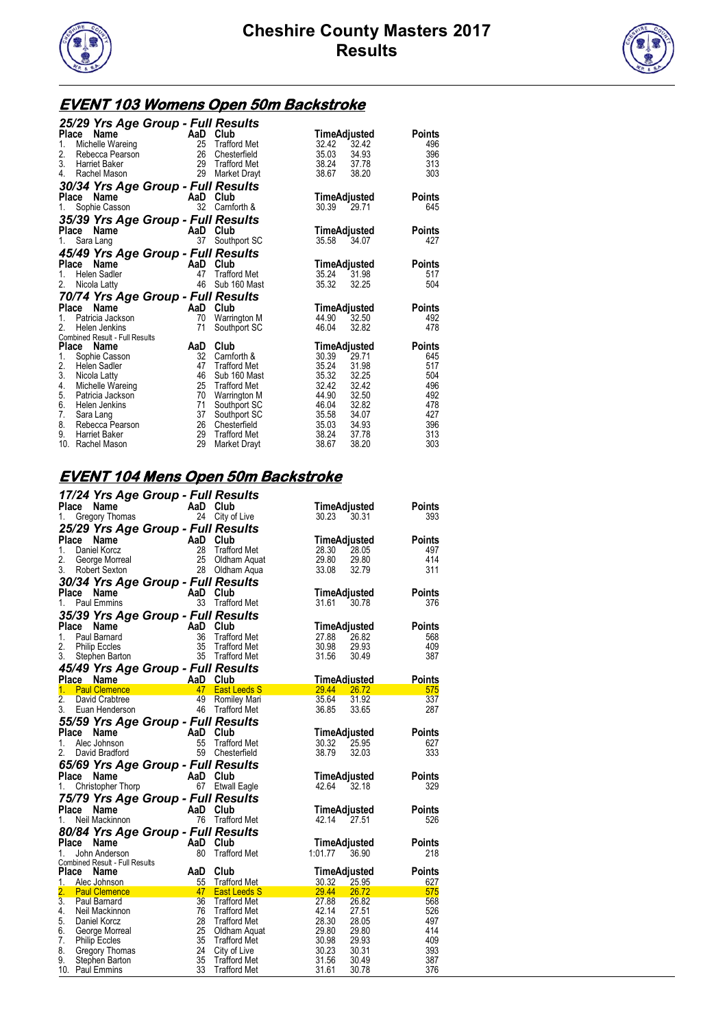# Cheshire County Masters 2017
# Results

## EVENT 103 Womens Open 50m Backstroke

### 25/29 Yrs Age Group - Full Results

| Place | Name | AaD | Club | Time | Adjusted | Points |
|---|---|---|---|---|---|---|
| 1. | Michelle Wareing | 25 | Trafford Met | 32.42 | 32.42 | 496 |
| 2. | Rebecca Pearson | 26 | Chesterfield | 35.03 | 34.93 | 396 |
| 3. | Harriet Baker | 29 | Trafford Met | 38.24 | 37.78 | 313 |
| 4. | Rachel Mason | 29 | Market Drayt | 38.67 | 38.20 | 303 |

### 30/34 Yrs Age Group - Full Results

| Place | Name | AaD | Club | Time | Adjusted | Points |
|---|---|---|---|---|---|---|
| 1. | Sophie Casson | 32 | Carnforth & | 30.39 | 29.71 | 645 |

### 35/39 Yrs Age Group - Full Results

| Place | Name | AaD | Club | Time | Adjusted | Points |
|---|---|---|---|---|---|---|
| 1. | Sara Lang | 37 | Southport SC | 35.58 | 34.07 | 427 |

### 45/49 Yrs Age Group - Full Results

| Place | Name | AaD | Club | Time | Adjusted | Points |
|---|---|---|---|---|---|---|
| 1. | Helen Sadler | 47 | Trafford Met | 35.24 | 31.98 | 517 |
| 2. | Nicola Latty | 46 | Sub 160 Mast | 35.32 | 32.25 | 504 |

### 70/74 Yrs Age Group - Full Results

| Place | Name | AaD | Club | Time | Adjusted | Points |
|---|---|---|---|---|---|---|
| 1. | Patricia Jackson | 70 | Warrington M | 44.90 | 32.50 | 492 |
| 2. | Helen Jenkins | 71 | Southport SC | 46.04 | 32.82 | 478 |

Combined Result - Full Results

| Place | Name | AaD | Club | Time | Adjusted | Points |
|---|---|---|---|---|---|---|
| 1. | Sophie Casson | 32 | Carnforth & | 30.39 | 29.71 | 645 |
| 2. | Helen Sadler | 47 | Trafford Met | 35.24 | 31.98 | 517 |
| 3. | Nicola Latty | 46 | Sub 160 Mast | 35.32 | 32.25 | 504 |
| 4. | Michelle Wareing | 25 | Trafford Met | 32.42 | 32.42 | 496 |
| 5. | Patricia Jackson | 70 | Warrington M | 44.90 | 32.50 | 492 |
| 6. | Helen Jenkins | 71 | Southport SC | 46.04 | 32.82 | 478 |
| 7. | Sara Lang | 37 | Southport SC | 35.58 | 34.07 | 427 |
| 8. | Rebecca Pearson | 26 | Chesterfield | 35.03 | 34.93 | 396 |
| 9. | Harriet Baker | 29 | Trafford Met | 38.24 | 37.78 | 313 |
| 10. | Rachel Mason | 29 | Market Drayt | 38.67 | 38.20 | 303 |

## EVENT 104 Mens Open 50m Backstroke

### 17/24 Yrs Age Group - Full Results

| Place | Name | AaD | Club | Time | Adjusted | Points |
|---|---|---|---|---|---|---|
| 1. | Gregory Thomas | 24 | City of Live | 30.23 | 30.31 | 393 |

### 25/29 Yrs Age Group - Full Results

| Place | Name | AaD | Club | Time | Adjusted | Points |
|---|---|---|---|---|---|---|
| 1. | Daniel Korcz | 28 | Trafford Met | 28.30 | 28.05 | 497 |
| 2. | George Morreal | 25 | Oldham Aquat | 29.80 | 29.80 | 414 |
| 3. | Robert Sexton | 28 | Oldham Aqua | 33.08 | 32.79 | 311 |

### 30/34 Yrs Age Group - Full Results

| Place | Name | AaD | Club | Time | Adjusted | Points |
|---|---|---|---|---|---|---|
| 1. | Paul Emmins | 33 | Trafford Met | 31.61 | 30.78 | 376 |

### 35/39 Yrs Age Group - Full Results

| Place | Name | AaD | Club | Time | Adjusted | Points |
|---|---|---|---|---|---|---|
| 1. | Paul Barnard | 36 | Trafford Met | 27.88 | 26.82 | 568 |
| 2. | Philip Eccles | 35 | Trafford Met | 30.98 | 29.93 | 409 |
| 3. | Stephen Barton | 35 | Trafford Met | 31.56 | 30.49 | 387 |

### 45/49 Yrs Age Group - Full Results

| Place | Name | AaD | Club | Time | Adjusted | Points |
|---|---|---|---|---|---|---|
| 1. | Paul Clemence | 47 | East Leeds S | 29.44 | 26.72 | 575 |
| 2. | David Crabtree | 49 | Romiley Mari | 35.64 | 31.92 | 337 |
| 3. | Euan Henderson | 46 | Trafford Met | 36.85 | 33.65 | 287 |

### 55/59 Yrs Age Group - Full Results

| Place | Name | AaD | Club | Time | Adjusted | Points |
|---|---|---|---|---|---|---|
| 1. | Alec Johnson | 55 | Trafford Met | 30.32 | 25.95 | 627 |
| 2. | David Bradford | 59 | Chesterfield | 38.79 | 32.03 | 333 |

### 65/69 Yrs Age Group - Full Results

| Place | Name | AaD | Club | Time | Adjusted | Points |
|---|---|---|---|---|---|---|
| 1. | Christopher Thorp | 67 | Etwall Eagle | 42.64 | 32.18 | 329 |

### 75/79 Yrs Age Group - Full Results

| Place | Name | AaD | Club | Time | Adjusted | Points |
|---|---|---|---|---|---|---|
| 1. | Neil Mackinnon | 76 | Trafford Met | 42.14 | 27.51 | 526 |

### 80/84 Yrs Age Group - Full Results

| Place | Name | AaD | Club | Time | Adjusted | Points |
|---|---|---|---|---|---|---|
| 1. | John Anderson | 80 | Trafford Met | 1:01.77 | 36.90 | 218 |

Combined Result - Full Results

| Place | Name | AaD | Club | Time | Adjusted | Points |
|---|---|---|---|---|---|---|
| 1. | Alec Johnson | 55 | Trafford Met | 30.32 | 25.95 | 627 |
| 2. | Paul Clemence | 47 | East Leeds S | 29.44 | 26.72 | 575 |
| 3. | Paul Barnard | 36 | Trafford Met | 27.88 | 26.82 | 568 |
| 4. | Neil Mackinnon | 76 | Trafford Met | 42.14 | 27.51 | 526 |
| 5. | Daniel Korcz | 28 | Trafford Met | 28.30 | 28.05 | 497 |
| 6. | George Morreal | 25 | Oldham Aquat | 29.80 | 29.80 | 414 |
| 7. | Philip Eccles | 35 | Trafford Met | 30.98 | 29.93 | 409 |
| 8. | Gregory Thomas | 24 | City of Live | 30.23 | 30.31 | 393 |
| 9. | Stephen Barton | 35 | Trafford Met | 31.56 | 30.49 | 387 |
| 10. | Paul Emmins | 33 | Trafford Met | 31.61 | 30.78 | 376 |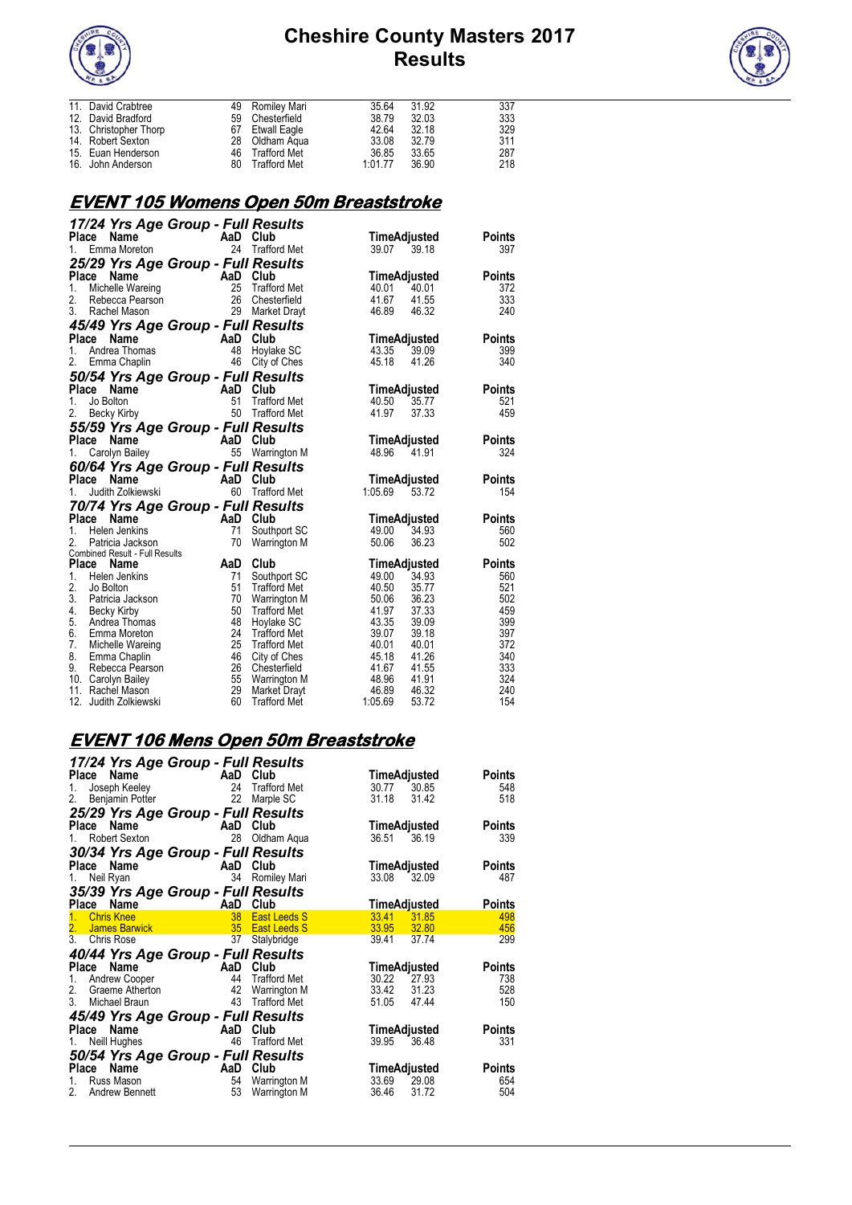# Cheshire County Masters 2017
# Results

| Place | Name | AaD | Club | Time | Adjusted | Points |
|---|---|---|---|---|---|---|
| 11. | David Crabtree | 49 | Romiley Mari | 35.64 | 31.92 | 337 |
| 12. | David Bradford | 59 | Chesterfield | 38.79 | 32.03 | 333 |
| 13. | Christopher Thorp | 67 | Etwall Eagle | 42.64 | 32.18 | 329 |
| 14. | Robert Sexton | 28 | Oldham Aqua | 33.08 | 32.79 | 311 |
| 15. | Euan Henderson | 46 | Trafford Met | 36.85 | 33.65 | 287 |
| 16. | John Anderson | 80 | Trafford Met | 1:01.77 | 36.90 | 218 |

## EVENT 105 Womens Open 50m Breaststroke

### 17/24 Yrs Age Group - Full Results

| Place | Name | AaD | Club | Time | Adjusted | Points |
|---|---|---|---|---|---|---|
| 1. | Emma Moreton | 24 | Trafford Met | 39.07 | 39.18 | 397 |

### 25/29 Yrs Age Group - Full Results

| Place | Name | AaD | Club | Time | Adjusted | Points |
|---|---|---|---|---|---|---|
| 1. | Michelle Wareing | 25 | Trafford Met | 40.01 | 40.01 | 372 |
| 2. | Rebecca Pearson | 26 | Chesterfield | 41.67 | 41.55 | 333 |
| 3. | Rachel Mason | 29 | Market Drayt | 46.89 | 46.32 | 240 |

### 45/49 Yrs Age Group - Full Results

| Place | Name | AaD | Club | Time | Adjusted | Points |
|---|---|---|---|---|---|---|
| 1. | Andrea Thomas | 48 | Hoylake SC | 43.35 | 39.09 | 399 |
| 2. | Emma Chaplin | 46 | City of Ches | 45.18 | 41.26 | 340 |

### 50/54 Yrs Age Group - Full Results

| Place | Name | AaD | Club | Time | Adjusted | Points |
|---|---|---|---|---|---|---|
| 1. | Jo Bolton | 51 | Trafford Met | 40.50 | 35.77 | 521 |
| 2. | Becky Kirby | 50 | Trafford Met | 41.97 | 37.33 | 459 |

### 55/59 Yrs Age Group - Full Results

| Place | Name | AaD | Club | Time | Adjusted | Points |
|---|---|---|---|---|---|---|
| 1. | Carolyn Bailey | 55 | Warrington M | 48.96 | 41.91 | 324 |

### 60/64 Yrs Age Group - Full Results

| Place | Name | AaD | Club | Time | Adjusted | Points |
|---|---|---|---|---|---|---|
| 1. | Judith Zolkiewski | 60 | Trafford Met | 1:05.69 | 53.72 | 154 |

### 70/74 Yrs Age Group - Full Results

| Place | Name | AaD | Club | Time | Adjusted | Points |
|---|---|---|---|---|---|---|
| 1. | Helen Jenkins | 71 | Southport SC | 49.00 | 34.93 | 560 |
| 2. | Patricia Jackson | 70 | Warrington M | 50.06 | 36.23 | 502 |

### Combined Result - Full Results

| Place | Name | AaD | Club | Time | Adjusted | Points |
|---|---|---|---|---|---|---|
| 1. | Helen Jenkins | 71 | Southport SC | 49.00 | 34.93 | 560 |
| 2. | Jo Bolton | 51 | Trafford Met | 40.50 | 35.77 | 521 |
| 3. | Patricia Jackson | 70 | Warrington M | 50.06 | 36.23 | 502 |
| 4. | Becky Kirby | 50 | Trafford Met | 41.97 | 37.33 | 459 |
| 5. | Andrea Thomas | 48 | Hoylake SC | 43.35 | 39.09 | 399 |
| 6. | Emma Moreton | 24 | Trafford Met | 39.07 | 39.18 | 397 |
| 7. | Michelle Wareing | 25 | Trafford Met | 40.01 | 40.01 | 372 |
| 8. | Emma Chaplin | 46 | City of Ches | 45.18 | 41.26 | 340 |
| 9. | Rebecca Pearson | 26 | Chesterfield | 41.67 | 41.55 | 333 |
| 10. | Carolyn Bailey | 55 | Warrington M | 48.96 | 41.91 | 324 |
| 11. | Rachel Mason | 29 | Market Drayt | 46.89 | 46.32 | 240 |
| 12. | Judith Zolkiewski | 60 | Trafford Met | 1:05.69 | 53.72 | 154 |

## EVENT 106 Mens Open 50m Breaststroke

### 17/24 Yrs Age Group - Full Results

| Place | Name | AaD | Club | Time | Adjusted | Points |
|---|---|---|---|---|---|---|
| 1. | Joseph Keeley | 24 | Trafford Met | 30.77 | 30.85 | 548 |
| 2. | Benjamin Potter | 22 | Marple SC | 31.18 | 31.42 | 518 |

### 25/29 Yrs Age Group - Full Results

| Place | Name | AaD | Club | Time | Adjusted | Points |
|---|---|---|---|---|---|---|
| 1. | Robert Sexton | 28 | Oldham Aqua | 36.51 | 36.19 | 339 |

### 30/34 Yrs Age Group - Full Results

| Place | Name | AaD | Club | Time | Adjusted | Points |
|---|---|---|---|---|---|---|
| 1. | Neil Ryan | 34 | Romiley Mari | 33.08 | 32.09 | 487 |

### 35/39 Yrs Age Group - Full Results

| Place | Name | AaD | Club | Time | Adjusted | Points |
|---|---|---|---|---|---|---|
| 1. | Chris Knee | 38 | East Leeds S | 33.41 | 31.85 | 498 |
| 2. | James Barwick | 35 | East Leeds S | 33.95 | 32.80 | 456 |
| 3. | Chris Rose | 37 | Stalybridge | 39.41 | 37.74 | 299 |

### 40/44 Yrs Age Group - Full Results

| Place | Name | AaD | Club | Time | Adjusted | Points |
|---|---|---|---|---|---|---|
| 1. | Andrew Cooper | 44 | Trafford Met | 30.22 | 27.93 | 738 |
| 2. | Graeme Atherton | 42 | Warrington M | 33.42 | 31.23 | 528 |
| 3. | Michael Braun | 43 | Trafford Met | 51.05 | 47.44 | 150 |

### 45/49 Yrs Age Group - Full Results

| Place | Name | AaD | Club | Time | Adjusted | Points |
|---|---|---|---|---|---|---|
| 1. | Neill Hughes | 46 | Trafford Met | 39.95 | 36.48 | 331 |

### 50/54 Yrs Age Group - Full Results

| Place | Name | AaD | Club | Time | Adjusted | Points |
|---|---|---|---|---|---|---|
| 1. | Russ Mason | 54 | Warrington M | 33.69 | 29.08 | 654 |
| 2. | Andrew Bennett | 53 | Warrington M | 36.46 | 31.72 | 504 |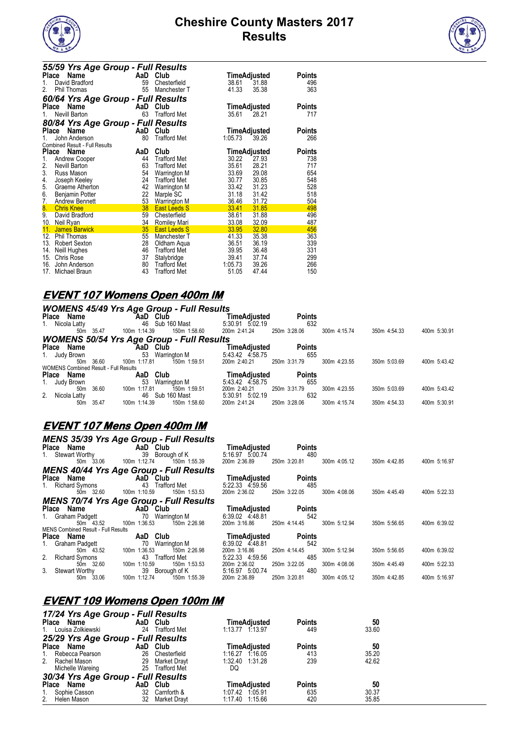# Cheshire County Masters 2017
# Results

### 55/59 Yrs Age Group - Full Results

| Place | Name | AaD | Club | Time | Adjusted | Points |
|---|---|---|---|---|---|---|
| 1. | David Bradford | 59 | Chesterfield | 38.61 | 31.88 | 496 |
| 2. | Phil Thomas | 55 | Manchester T | 41.33 | 35.38 | 363 |

### 60/64 Yrs Age Group - Full Results

| Place | Name | AaD | Club | Time | Adjusted | Points |
|---|---|---|---|---|---|---|
| 1. | Nevill Barton | 63 | Trafford Met | 35.61 | 28.21 | 717 |

### 80/84 Yrs Age Group - Full Results

| Place | Name | AaD | Club | Time | Adjusted | Points |
|---|---|---|---|---|---|---|
| 1. | John Anderson | 80 | Trafford Met | 1:05.73 | 39.26 | 266 |

Combined Result - Full Results

| Place | Name | AaD | Club | Time | Adjusted | Points |
|---|---|---|---|---|---|---|
| 1. | Andrew Cooper | 44 | Trafford Met | 30.22 | 27.93 | 738 |
| 2. | Nevill Barton | 63 | Trafford Met | 35.61 | 28.21 | 717 |
| 3. | Russ Mason | 54 | Warrington M | 33.69 | 29.08 | 654 |
| 4. | Joseph Keeley | 24 | Trafford Met | 30.77 | 30.85 | 548 |
| 5. | Graeme Atherton | 42 | Warrington M | 33.42 | 31.23 | 528 |
| 6. | Benjamin Potter | 22 | Marple SC | 31.18 | 31.42 | 518 |
| 7. | Andrew Bennett | 53 | Warrington M | 36.46 | 31.72 | 504 |
| 8. | Chris Knee | 38 | East Leeds S | 33.41 | 31.85 | 498 |
| 9. | David Bradford | 59 | Chesterfield | 38.61 | 31.88 | 496 |
| 10. | Neil Ryan | 34 | Romiley Mari | 33.08 | 32.09 | 487 |
| 11. | James Barwick | 35 | East Leeds S | 33.95 | 32.80 | 456 |
| 12. | Phil Thomas | 55 | Manchester T | 41.33 | 35.38 | 363 |
| 13. | Robert Sexton | 28 | Oldham Aqua | 36.51 | 36.19 | 339 |
| 14. | Neill Hughes | 46 | Trafford Met | 39.95 | 36.48 | 331 |
| 15. | Chris Rose | 37 | Stalybridge | 39.41 | 37.74 | 299 |
| 16. | John Anderson | 80 | Trafford Met | 1:05.73 | 39.26 | 266 |
| 17. | Michael Braun | 43 | Trafford Met | 51.05 | 47.44 | 150 |

## EVENT 107 Womens Open 400m IM

### WOMENS 45/49 Yrs Age Group - Full Results

| Place | Name | AaD | Club | Time | Adjusted | Points |
|---|---|---|---|---|---|---|
| 1. | Nicola Latty | 46 | Sub 160 Mast | 5:30.91 | 5:02.19 | 632 |

50m 35.47 | 100m 1:14.39 | 150m 1:58.60 | 200m 2:41.24 | 250m 3:28.06 | 300m 4:15.74 | 350m 4:54.33 | 400m 5:30.91

### WOMENS 50/54 Yrs Age Group - Full Results

| Place | Name | AaD | Club | Time | Adjusted | Points |
|---|---|---|---|---|---|---|
| 1. | Judy Brown | 53 | Warrington M | 5:43.42 | 4:58.75 | 655 |

50m 36.60 | 100m 1:17.81 | 150m 1:59.51 | 200m 2:40.21 | 250m 3:31.79 | 300m 4:23.55 | 350m 5:03.69 | 400m 5:43.42

WOMENS Combined Result - Full Results

| Place | Name | AaD | Club | Time | Adjusted | Points |
|---|---|---|---|---|---|---|
| 1. | Judy Brown | 53 | Warrington M | 5:43.42 | 4:58.75 | 655 |
| 2. | Nicola Latty | 46 | Sub 160 Mast | 5:30.91 | 5:02.19 | 632 |

Judy Brown: 50m 36.60 | 100m 1:17.81 | 150m 1:59.51 | 200m 2:40.21 | 250m 3:31.79 | 300m 4:23.55 | 350m 5:03.69 | 400m 5:43.42

Nicola Latty: 50m 35.47 | 100m 1:14.39 | 150m 1:58.60 | 200m 2:41.24 | 250m 3:28.06 | 300m 4:15.74 | 350m 4:54.33 | 400m 5:30.91

## EVENT 107 Mens Open 400m IM

### MENS 35/39 Yrs Age Group - Full Results

| Place | Name | AaD | Club | Time | Adjusted | Points |
|---|---|---|---|---|---|---|
| 1. | Stewart Worthy | 39 | Borough of K | 5:16.97 | 5:00.74 | 480 |

50m 33.06 | 100m 1:12.74 | 150m 1:55.39 | 200m 2:36.89 | 250m 3:20.81 | 300m 4:05.12 | 350m 4:42.85 | 400m 5:16.97

### MENS 40/44 Yrs Age Group - Full Results

| Place | Name | AaD | Club | Time | Adjusted | Points |
|---|---|---|---|---|---|---|
| 1. | Richard Symons | 43 | Trafford Met | 5:22.33 | 4:59.56 | 485 |

50m 32.60 | 100m 1:10.59 | 150m 1:53.53 | 200m 2:36.02 | 250m 3:22.05 | 300m 4:08.06 | 350m 4:45.49 | 400m 5:22.33

### MENS 70/74 Yrs Age Group - Full Results

| Place | Name | AaD | Club | Time | Adjusted | Points |
|---|---|---|---|---|---|---|
| 1. | Graham Padgett | 70 | Warrington M | 6:39.02 | 4:48.81 | 542 |

50m 43.52 | 100m 1:36.53 | 150m 2:26.98 | 200m 3:16.86 | 250m 4:14.45 | 300m 5:12.94 | 350m 5:56.65 | 400m 6:39.02

MENS Combined Result - Full Results

| Place | Name | AaD | Club | Time | Adjusted | Points |
|---|---|---|---|---|---|---|
| 1. | Graham Padgett | 70 | Warrington M | 6:39.02 | 4:48.81 | 542 |
| 2. | Richard Symons | 43 | Trafford Met | 5:22.33 | 4:59.56 | 485 |
| 3. | Stewart Worthy | 39 | Borough of K | 5:16.97 | 5:00.74 | 480 |

Graham Padgett: 50m 43.52 | 100m 1:36.53 | 150m 2:26.98 | 200m 3:16.86 | 250m 4:14.45 | 300m 5:12.94 | 350m 5:56.65 | 400m 6:39.02

Richard Symons: 50m 32.60 | 100m 1:10.59 | 150m 1:53.53 | 200m 2:36.02 | 250m 3:22.05 | 300m 4:08.06 | 350m 4:45.49 | 400m 5:22.33

Stewart Worthy: 50m 33.06 | 100m 1:12.74 | 150m 1:55.39 | 200m 2:36.89 | 250m 3:20.81 | 300m 4:05.12 | 350m 4:42.85 | 400m 5:16.97

## EVENT 109 Womens Open 100m IM

### 17/24 Yrs Age Group - Full Results

| Place | Name | AaD | Club | Time | Adjusted | Points | 50 |
|---|---|---|---|---|---|---|---|
| 1. | Louisa Zolkiewski | 24 | Trafford Met | 1:13.77 | 1:13.97 | 449 | 33.60 |

### 25/29 Yrs Age Group - Full Results

| Place | Name | AaD | Club | Time | Adjusted | Points | 50 |
|---|---|---|---|---|---|---|---|
| 1. | Rebecca Pearson | 26 | Chesterfield | 1:16.27 | 1:16.05 | 413 | 35.20 |
| 2. | Rachel Mason | 29 | Market Drayt | 1:32.40 | 1:31.28 | 239 | 42.62 |
| | Michelle Wareing | 25 | Trafford Met | DQ | | | |

### 30/34 Yrs Age Group - Full Results

| Place | Name | AaD | Club | Time | Adjusted | Points | 50 |
|---|---|---|---|---|---|---|---|
| 1. | Sophie Casson | 32 | Carnforth & | 1:07.42 | 1:05.91 | 635 | 30.37 |
| 2. | Helen Mason | 32 | Market Drayt | 1:17.40 | 1:15.66 | 420 | 35.85 |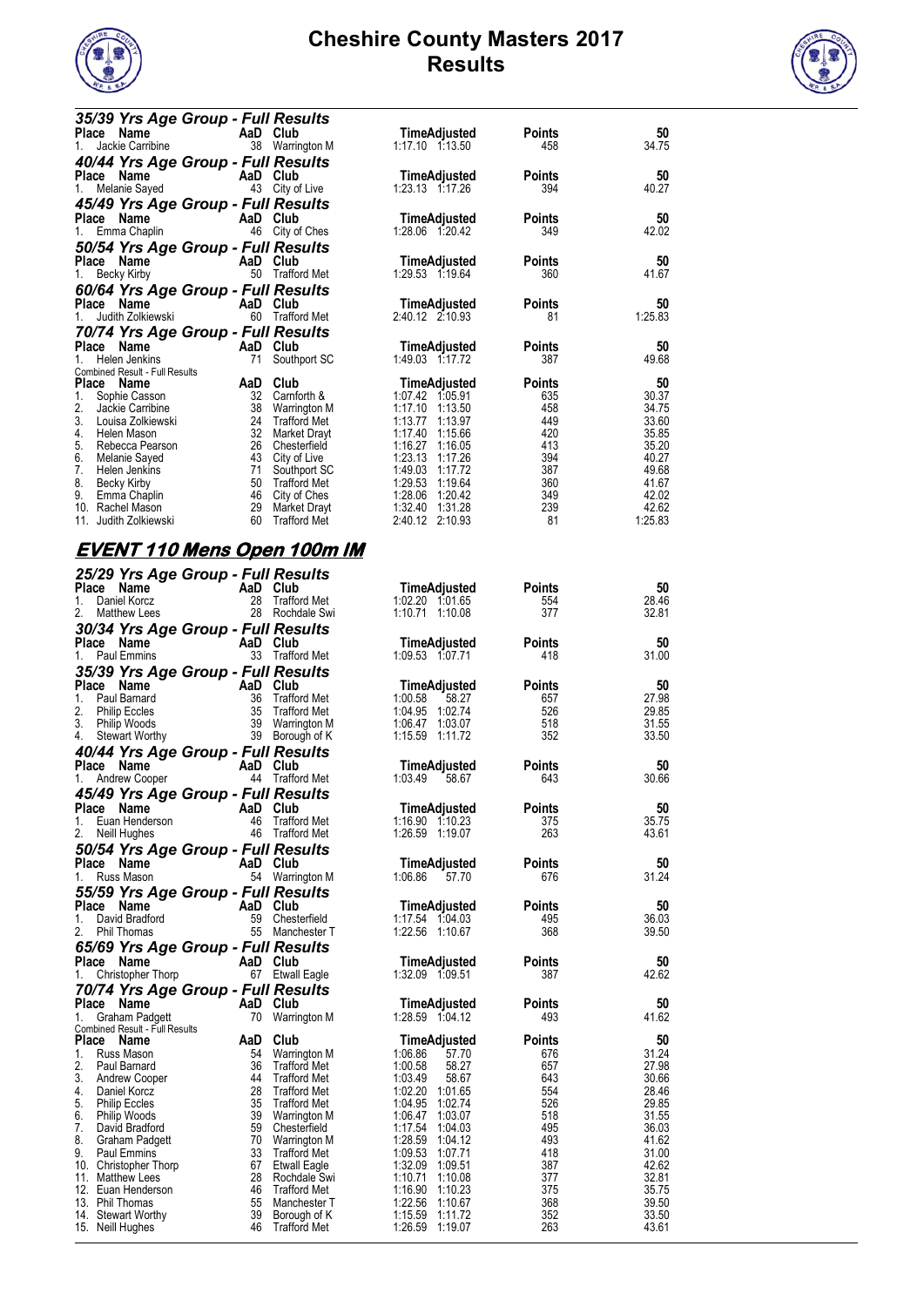# Cheshire County Masters 2017
# Results

### 35/39 Yrs Age Group - Full Results

| Place | Name | AaD | Club | Time | Adjusted | Points | 50 |
|---|---|---|---|---|---|---|---|
| 1. | Jackie Carribine | 38 | Warrington M | 1:17.10 | 1:13.50 | 458 | 34.75 |

### 40/44 Yrs Age Group - Full Results

| Place | Name | AaD | Club | Time | Adjusted | Points | 50 |
|---|---|---|---|---|---|---|---|
| 1. | Melanie Sayed | 43 | City of Live | 1:23.13 | 1:17.26 | 394 | 40.27 |

### 45/49 Yrs Age Group - Full Results

| Place | Name | AaD | Club | Time | Adjusted | Points | 50 |
|---|---|---|---|---|---|---|---|
| 1. | Emma Chaplin | 46 | City of Ches | 1:28.06 | 1:20.42 | 349 | 42.02 |

### 50/54 Yrs Age Group - Full Results

| Place | Name | AaD | Club | Time | Adjusted | Points | 50 |
|---|---|---|---|---|---|---|---|
| 1. | Becky Kirby | 50 | Trafford Met | 1:29.53 | 1:19.64 | 360 | 41.67 |

### 60/64 Yrs Age Group - Full Results

| Place | Name | AaD | Club | Time | Adjusted | Points | 50 |
|---|---|---|---|---|---|---|---|
| 1. | Judith Zolkiewski | 60 | Trafford Met | 2:40.12 | 2:10.93 | 81 | 1:25.83 |

### 70/74 Yrs Age Group - Full Results

| Place | Name | AaD | Club | Time | Adjusted | Points | 50 |
|---|---|---|---|---|---|---|---|
| 1. | Helen Jenkins | 71 | Southport SC | 1:49.03 | 1:17.72 | 387 | 49.68 |

Combined Result - Full Results

| Place | Name | AaD | Club | Time | Adjusted | Points | 50 |
|---|---|---|---|---|---|---|---|
| 1. | Sophie Casson | 32 | Carnforth & | 1:07.42 | 1:05.91 | 635 | 30.37 |
| 2. | Jackie Carribine | 38 | Warrington M | 1:17.10 | 1:13.50 | 458 | 34.75 |
| 3. | Louisa Zolkiewski | 24 | Trafford Met | 1:13.77 | 1:13.97 | 449 | 33.60 |
| 4. | Helen Mason | 32 | Market Drayt | 1:17.40 | 1:15.66 | 420 | 35.85 |
| 5. | Rebecca Pearson | 26 | Chesterfield | 1:16.27 | 1:16.05 | 413 | 35.20 |
| 6. | Melanie Sayed | 43 | City of Live | 1:23.13 | 1:17.26 | 394 | 40.27 |
| 7. | Helen Jenkins | 71 | Southport SC | 1:49.03 | 1:17.72 | 387 | 49.68 |
| 8. | Becky Kirby | 50 | Trafford Met | 1:29.53 | 1:19.64 | 360 | 41.67 |
| 9. | Emma Chaplin | 46 | City of Ches | 1:28.06 | 1:20.42 | 349 | 42.02 |
| 10. | Rachel Mason | 29 | Market Drayt | 1:32.40 | 1:31.28 | 239 | 42.62 |
| 11. | Judith Zolkiewski | 60 | Trafford Met | 2:40.12 | 2:10.93 | 81 | 1:25.83 |

## EVENT 110 Mens Open 100m IM

### 25/29 Yrs Age Group - Full Results

| Place | Name | AaD | Club | Time | Adjusted | Points | 50 |
|---|---|---|---|---|---|---|---|
| 1. | Daniel Korcz | 28 | Trafford Met | 1:02.20 | 1:01.65 | 554 | 28.46 |
| 2. | Matthew Lees | 28 | Rochdale Swi | 1:10.71 | 1:10.08 | 377 | 32.81 |

### 30/34 Yrs Age Group - Full Results

| Place | Name | AaD | Club | Time | Adjusted | Points | 50 |
|---|---|---|---|---|---|---|---|
| 1. | Paul Emmins | 33 | Trafford Met | 1:09.53 | 1:07.71 | 418 | 31.00 |

### 35/39 Yrs Age Group - Full Results

| Place | Name | AaD | Club | Time | Adjusted | Points | 50 |
|---|---|---|---|---|---|---|---|
| 1. | Paul Barnard | 36 | Trafford Met | 1:00.58 | 58.27 | 657 | 27.98 |
| 2. | Philip Eccles | 35 | Trafford Met | 1:04.95 | 1:02.74 | 526 | 29.85 |
| 3. | Philip Woods | 39 | Warrington M | 1:06.47 | 1:03.07 | 518 | 31.55 |
| 4. | Stewart Worthy | 39 | Borough of K | 1:15.59 | 1:11.72 | 352 | 33.50 |

### 40/44 Yrs Age Group - Full Results

| Place | Name | AaD | Club | Time | Adjusted | Points | 50 |
|---|---|---|---|---|---|---|---|
| 1. | Andrew Cooper | 44 | Trafford Met | 1:03.49 | 58.67 | 643 | 30.66 |

### 45/49 Yrs Age Group - Full Results

| Place | Name | AaD | Club | Time | Adjusted | Points | 50 |
|---|---|---|---|---|---|---|---|
| 1. | Euan Henderson | 46 | Trafford Met | 1:16.90 | 1:10.23 | 375 | 35.75 |
| 2. | Neill Hughes | 46 | Trafford Met | 1:26.59 | 1:19.07 | 263 | 43.61 |

### 50/54 Yrs Age Group - Full Results

| Place | Name | AaD | Club | Time | Adjusted | Points | 50 |
|---|---|---|---|---|---|---|---|
| 1. | Russ Mason | 54 | Warrington M | 1:06.86 | 57.70 | 676 | 31.24 |

### 55/59 Yrs Age Group - Full Results

| Place | Name | AaD | Club | Time | Adjusted | Points | 50 |
|---|---|---|---|---|---|---|---|
| 1. | David Bradford | 59 | Chesterfield | 1:17.54 | 1:04.03 | 495 | 36.03 |
| 2. | Phil Thomas | 55 | Manchester T | 1:22.56 | 1:10.67 | 368 | 39.50 |

### 65/69 Yrs Age Group - Full Results

| Place | Name | AaD | Club | Time | Adjusted | Points | 50 |
|---|---|---|---|---|---|---|---|
| 1. | Christopher Thorp | 67 | Etwall Eagle | 1:32.09 | 1:09.51 | 387 | 42.62 |

### 70/74 Yrs Age Group - Full Results

| Place | Name | AaD | Club | Time | Adjusted | Points | 50 |
|---|---|---|---|---|---|---|---|
| 1. | Graham Padgett | 70 | Warrington M | 1:28.59 | 1:04.12 | 493 | 41.62 |

Combined Result - Full Results

| Place | Name | AaD | Club | Time | Adjusted | Points | 50 |
|---|---|---|---|---|---|---|---|
| 1. | Russ Mason | 54 | Warrington M | 1:06.86 | 57.70 | 676 | 31.24 |
| 2. | Paul Barnard | 36 | Trafford Met | 1:00.58 | 58.27 | 657 | 27.98 |
| 3. | Andrew Cooper | 44 | Trafford Met | 1:03.49 | 58.67 | 643 | 30.66 |
| 4. | Daniel Korcz | 28 | Trafford Met | 1:02.20 | 1:01.65 | 554 | 28.46 |
| 5. | Philip Eccles | 35 | Trafford Met | 1:04.95 | 1:02.74 | 526 | 29.85 |
| 6. | Philip Woods | 39 | Warrington M | 1:06.47 | 1:03.07 | 518 | 31.55 |
| 7. | David Bradford | 59 | Chesterfield | 1:17.54 | 1:04.03 | 495 | 36.03 |
| 8. | Graham Padgett | 70 | Warrington M | 1:28.59 | 1:04.12 | 493 | 41.62 |
| 9. | Paul Emmins | 33 | Trafford Met | 1:09.53 | 1:07.71 | 418 | 31.00 |
| 10. | Christopher Thorp | 67 | Etwall Eagle | 1:32.09 | 1:09.51 | 387 | 42.62 |
| 11. | Matthew Lees | 28 | Rochdale Swi | 1:10.71 | 1:10.08 | 377 | 32.81 |
| 12. | Euan Henderson | 46 | Trafford Met | 1:16.90 | 1:10.23 | 375 | 35.75 |
| 13. | Phil Thomas | 55 | Manchester T | 1:22.56 | 1:10.67 | 368 | 39.50 |
| 14. | Stewart Worthy | 39 | Borough of K | 1:15.59 | 1:11.72 | 352 | 33.50 |
| 15. | Neill Hughes | 46 | Trafford Met | 1:26.59 | 1:19.07 | 263 | 43.61 |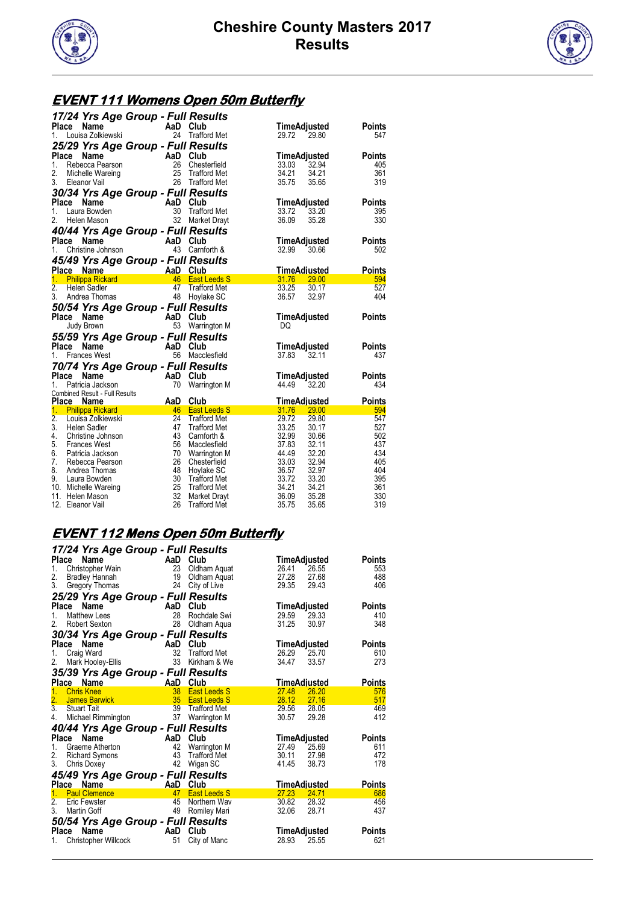# Cheshire County Masters 2017
# Results

## EVENT 111 Womens Open 50m Butterfly

### 17/24 Yrs Age Group - Full Results

| Place | Name | AaD | Club | Time | Adjusted | Points |
|---|---|---|---|---|---|---|
| 1. | Louisa Zolkiewski | 24 | Trafford Met | 29.72 | 29.80 | 547 |

### 25/29 Yrs Age Group - Full Results

| Place | Name | AaD | Club | Time | Adjusted | Points |
|---|---|---|---|---|---|---|
| 1. | Rebecca Pearson | 26 | Chesterfield | 33.03 | 32.94 | 405 |
| 2. | Michelle Wareing | 25 | Trafford Met | 34.21 | 34.21 | 361 |
| 3. | Eleanor Vail | 26 | Trafford Met | 35.75 | 35.65 | 319 |

### 30/34 Yrs Age Group - Full Results

| Place | Name | AaD | Club | Time | Adjusted | Points |
|---|---|---|---|---|---|---|
| 1. | Laura Bowden | 30 | Trafford Met | 33.72 | 33.20 | 395 |
| 2. | Helen Mason | 32 | Market Drayt | 36.09 | 35.28 | 330 |

### 40/44 Yrs Age Group - Full Results

| Place | Name | AaD | Club | Time | Adjusted | Points |
|---|---|---|---|---|---|---|
| 1. | Christine Johnson | 43 | Carnforth & | 32.99 | 30.66 | 502 |

### 45/49 Yrs Age Group - Full Results

| Place | Name | AaD | Club | Time | Adjusted | Points |
|---|---|---|---|---|---|---|
| 1. | Philippa Rickard | 46 | East Leeds S | 31.76 | 29.00 | 594 |
| 2. | Helen Sadler | 47 | Trafford Met | 33.25 | 30.17 | 527 |
| 3. | Andrea Thomas | 48 | Hoylake SC | 36.57 | 32.97 | 404 |

### 50/54 Yrs Age Group - Full Results

| Place | Name | AaD | Club | Time | Adjusted | Points |
|---|---|---|---|---|---|---|
| | Judy Brown | 53 | Warrington M | DQ | | |

### 55/59 Yrs Age Group - Full Results

| Place | Name | AaD | Club | Time | Adjusted | Points |
|---|---|---|---|---|---|---|
| 1. | Frances West | 56 | Macclesfield | 37.83 | 32.11 | 437 |

### 70/74 Yrs Age Group - Full Results

| Place | Name | AaD | Club | Time | Adjusted | Points |
|---|---|---|---|---|---|---|
| 1. | Patricia Jackson | 70 | Warrington M | 44.49 | 32.20 | 434 |

Combined Result - Full Results

| Place | Name | AaD | Club | Time | Adjusted | Points |
|---|---|---|---|---|---|---|
| 1. | Philippa Rickard | 46 | East Leeds S | 31.76 | 29.00 | 594 |
| 2. | Louisa Zolkiewski | 24 | Trafford Met | 29.72 | 29.80 | 547 |
| 3. | Helen Sadler | 47 | Trafford Met | 33.25 | 30.17 | 527 |
| 4. | Christine Johnson | 43 | Carnforth & | 32.99 | 30.66 | 502 |
| 5. | Frances West | 56 | Macclesfield | 37.83 | 32.11 | 437 |
| 6. | Patricia Jackson | 70 | Warrington M | 44.49 | 32.20 | 434 |
| 7. | Rebecca Pearson | 26 | Chesterfield | 33.03 | 32.94 | 405 |
| 8. | Andrea Thomas | 48 | Hoylake SC | 36.57 | 32.97 | 404 |
| 9. | Laura Bowden | 30 | Trafford Met | 33.72 | 33.20 | 395 |
| 10. | Michelle Wareing | 25 | Trafford Met | 34.21 | 34.21 | 361 |
| 11. | Helen Mason | 32 | Market Drayt | 36.09 | 35.28 | 330 |
| 12. | Eleanor Vail | 26 | Trafford Met | 35.75 | 35.65 | 319 |

## EVENT 112 Mens Open 50m Butterfly

### 17/24 Yrs Age Group - Full Results

| Place | Name | AaD | Club | Time | Adjusted | Points |
|---|---|---|---|---|---|---|
| 1. | Christopher Wain | 23 | Oldham Aquat | 26.41 | 26.55 | 553 |
| 2. | Bradley Hannah | 19 | Oldham Aquat | 27.28 | 27.68 | 488 |
| 3. | Gregory Thomas | 24 | City of Live | 29.35 | 29.43 | 406 |

### 25/29 Yrs Age Group - Full Results

| Place | Name | AaD | Club | Time | Adjusted | Points |
|---|---|---|---|---|---|---|
| 1. | Matthew Lees | 28 | Rochdale Swi | 29.59 | 29.33 | 410 |
| 2. | Robert Sexton | 28 | Oldham Aqua | 31.25 | 30.97 | 348 |

### 30/34 Yrs Age Group - Full Results

| Place | Name | AaD | Club | Time | Adjusted | Points |
|---|---|---|---|---|---|---|
| 1. | Craig Ward | 32 | Trafford Met | 26.29 | 25.70 | 610 |
| 2. | Mark Hooley-Ellis | 33 | Kirkham & We | 34.47 | 33.57 | 273 |

### 35/39 Yrs Age Group - Full Results

| Place | Name | AaD | Club | Time | Adjusted | Points |
|---|---|---|---|---|---|---|
| 1. | Chris Knee | 38 | East Leeds S | 27.48 | 26.20 | 576 |
| 2. | James Barwick | 35 | East Leeds S | 28.12 | 27.16 | 517 |
| 3. | Stuart Tait | 39 | Trafford Met | 29.56 | 28.05 | 469 |
| 4. | Michael Rimmington | 37 | Warrington M | 30.57 | 29.28 | 412 |

### 40/44 Yrs Age Group - Full Results

| Place | Name | AaD | Club | Time | Adjusted | Points |
|---|---|---|---|---|---|---|
| 1. | Graeme Atherton | 42 | Warrington M | 27.49 | 25.69 | 611 |
| 2. | Richard Symons | 43 | Trafford Met | 30.11 | 27.98 | 472 |
| 3. | Chris Doxey | 42 | Wigan SC | 41.45 | 38.73 | 178 |

### 45/49 Yrs Age Group - Full Results

| Place | Name | AaD | Club | Time | Adjusted | Points |
|---|---|---|---|---|---|---|
| 1. | Paul Clemence | 47 | East Leeds S | 27.23 | 24.71 | 686 |
| 2. | Eric Fewster | 45 | Northern Wav | 30.82 | 28.32 | 456 |
| 3. | Martin Goff | 49 | Romiley Mari | 32.06 | 28.71 | 437 |

### 50/54 Yrs Age Group - Full Results

| Place | Name | AaD | Club | Time | Adjusted | Points |
|---|---|---|---|---|---|---|
| 1. | Christopher Willcock | 51 | City of Manc | 28.93 | 25.55 | 621 |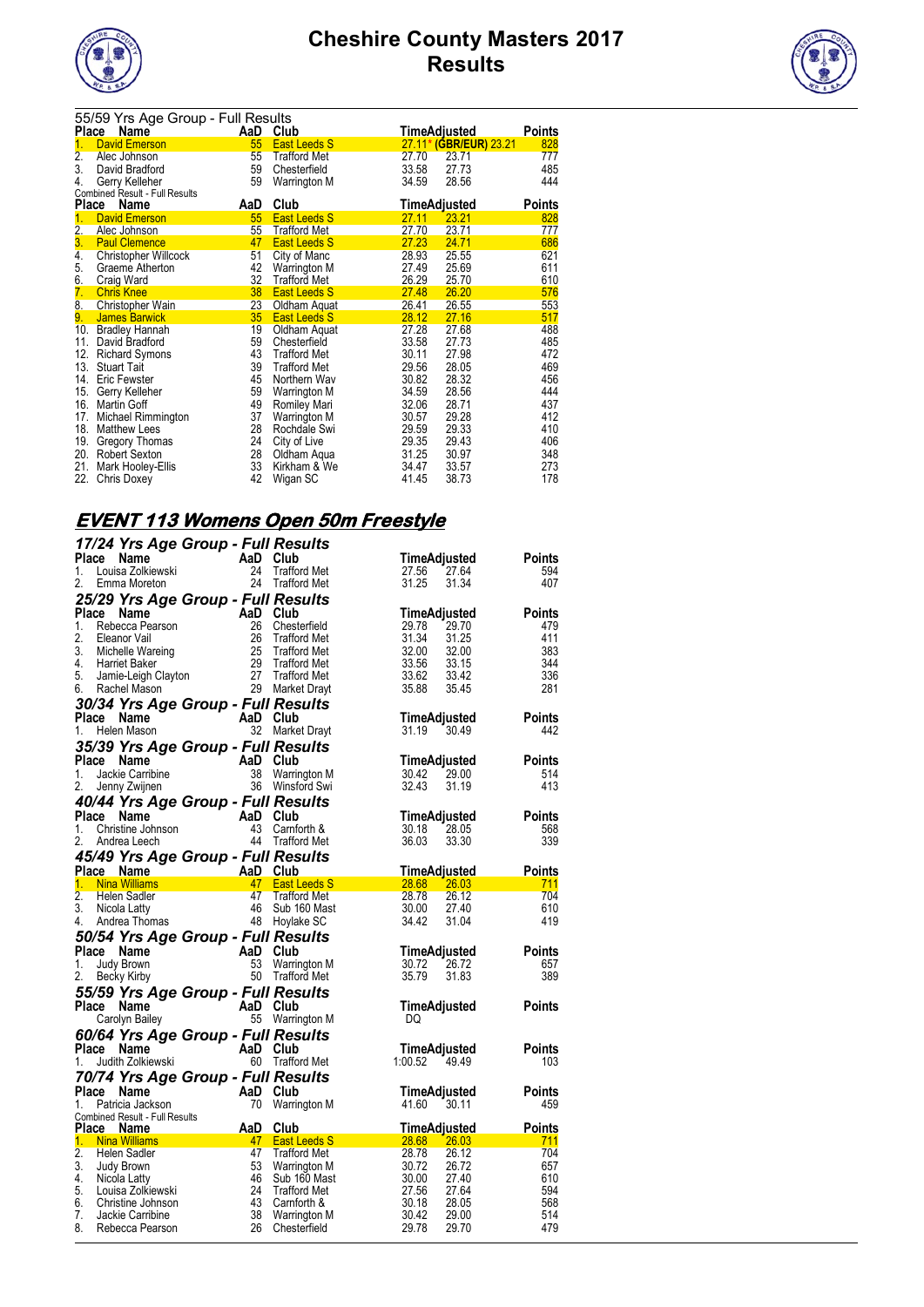# Cheshire County Masters 2017
# Results

55/59 Yrs Age Group - Full Results

| Place | Name | AaD | Club | Time | Adjusted | Points |
|---|---|---|---|---|---|---|
| 1. | David Emerson | 55 | East Leeds S | 27.11* (GBR/EUR) | 23.21 | 828 |
| 2. | Alec Johnson | 55 | Trafford Met | 27.70 | 23.71 | 777 |
| 3. | David Bradford | 59 | Chesterfield | 33.58 | 27.73 | 485 |
| 4. | Gerry Kelleher | 59 | Warrington M | 34.59 | 28.56 | 444 |

Combined Result - Full Results

| Place | Name | AaD | Club | Time | Adjusted | Points |
|---|---|---|---|---|---|---|
| 1. | David Emerson | 55 | East Leeds S | 27.11 | 23.21 | 828 |
| 2. | Alec Johnson | 55 | Trafford Met | 27.70 | 23.71 | 777 |
| 3. | Paul Clemence | 47 | East Leeds S | 27.23 | 24.71 | 686 |
| 4. | Christopher Willcock | 51 | City of Manc | 28.93 | 25.55 | 621 |
| 5. | Graeme Atherton | 42 | Warrington M | 27.49 | 25.69 | 611 |
| 6. | Craig Ward | 32 | Trafford Met | 26.29 | 25.70 | 610 |
| 7. | Chris Knee | 38 | East Leeds S | 27.48 | 26.20 | 576 |
| 8. | Christopher Wain | 23 | Oldham Aquat | 26.41 | 26.55 | 553 |
| 9. | James Barwick | 35 | East Leeds S | 28.12 | 27.16 | 517 |
| 10. | Bradley Hannah | 19 | Oldham Aquat | 27.28 | 27.68 | 488 |
| 11. | David Bradford | 59 | Chesterfield | 33.58 | 27.73 | 485 |
| 12. | Richard Symons | 43 | Trafford Met | 30.11 | 27.98 | 472 |
| 13. | Stuart Tait | 39 | Trafford Met | 29.56 | 28.05 | 469 |
| 14. | Eric Fewster | 45 | Northern Wav | 30.82 | 28.32 | 456 |
| 15. | Gerry Kelleher | 59 | Warrington M | 34.59 | 28.56 | 444 |
| 16. | Martin Goff | 49 | Romiley Mari | 32.06 | 28.71 | 437 |
| 17. | Michael Rimmington | 37 | Warrington M | 30.57 | 29.28 | 412 |
| 18. | Matthew Lees | 28 | Rochdale Swi | 29.59 | 29.33 | 410 |
| 19. | Gregory Thomas | 24 | City of Live | 29.35 | 29.43 | 406 |
| 20. | Robert Sexton | 28 | Oldham Aqua | 31.25 | 30.97 | 348 |
| 21. | Mark Hooley-Ellis | 33 | Kirkham & We | 34.47 | 33.57 | 273 |
| 22. | Chris Doxey | 42 | Wigan SC | 41.45 | 38.73 | 178 |

## EVENT 113 Womens Open 50m Freestyle

### 17/24 Yrs Age Group - Full Results

| Place | Name | AaD | Club | Time | Adjusted | Points |
|---|---|---|---|---|---|---|
| 1. | Louisa Zolkiewski | 24 | Trafford Met | 27.56 | 27.64 | 594 |
| 2. | Emma Moreton | 24 | Trafford Met | 31.25 | 31.34 | 407 |

### 25/29 Yrs Age Group - Full Results

| Place | Name | AaD | Club | Time | Adjusted | Points |
|---|---|---|---|---|---|---|
| 1. | Rebecca Pearson | 26 | Chesterfield | 29.78 | 29.70 | 479 |
| 2. | Eleanor Vail | 26 | Trafford Met | 31.34 | 31.25 | 411 |
| 3. | Michelle Wareing | 25 | Trafford Met | 32.00 | 32.00 | 383 |
| 4. | Harriet Baker | 29 | Trafford Met | 33.56 | 33.15 | 344 |
| 5. | Jamie-Leigh Clayton | 27 | Trafford Met | 33.62 | 33.42 | 336 |
| 6. | Rachel Mason | 29 | Market Drayt | 35.88 | 35.45 | 281 |

### 30/34 Yrs Age Group - Full Results

| Place | Name | AaD | Club | Time | Adjusted | Points |
|---|---|---|---|---|---|---|
| 1. | Helen Mason | 32 | Market Drayt | 31.19 | 30.49 | 442 |

### 35/39 Yrs Age Group - Full Results

| Place | Name | AaD | Club | Time | Adjusted | Points |
|---|---|---|---|---|---|---|
| 1. | Jackie Carribine | 38 | Warrington M | 30.42 | 29.00 | 514 |
| 2. | Jenny Zwijnen | 36 | Winsford Swi | 32.43 | 31.19 | 413 |

### 40/44 Yrs Age Group - Full Results

| Place | Name | AaD | Club | Time | Adjusted | Points |
|---|---|---|---|---|---|---|
| 1. | Christine Johnson | 43 | Carnforth & | 30.18 | 28.05 | 568 |
| 2. | Andrea Leech | 44 | Trafford Met | 36.03 | 33.30 | 339 |

### 45/49 Yrs Age Group - Full Results

| Place | Name | AaD | Club | Time | Adjusted | Points |
|---|---|---|---|---|---|---|
| 1. | Nina Williams | 47 | East Leeds S | 28.68 | 26.03 | 711 |
| 2. | Helen Sadler | 47 | Trafford Met | 28.78 | 26.12 | 704 |
| 3. | Nicola Latty | 46 | Sub 160 Mast | 30.00 | 27.40 | 610 |
| 4. | Andrea Thomas | 48 | Hoylake SC | 34.42 | 31.04 | 419 |

### 50/54 Yrs Age Group - Full Results

| Place | Name | AaD | Club | Time | Adjusted | Points |
|---|---|---|---|---|---|---|
| 1. | Judy Brown | 53 | Warrington M | 30.72 | 26.72 | 657 |
| 2. | Becky Kirby | 50 | Trafford Met | 35.79 | 31.83 | 389 |

### 55/59 Yrs Age Group - Full Results

| Place | Name | AaD | Club | Time | Adjusted | Points |
|---|---|---|---|---|---|---|
| | Carolyn Bailey | 55 | Warrington M | DQ | | |

### 60/64 Yrs Age Group - Full Results

| Place | Name | AaD | Club | Time | Adjusted | Points |
|---|---|---|---|---|---|---|
| 1. | Judith Zolkiewski | 60 | Trafford Met | 1:00.52 | 49.49 | 103 |

### 70/74 Yrs Age Group - Full Results

| Place | Name | AaD | Club | Time | Adjusted | Points |
|---|---|---|---|---|---|---|
| 1. | Patricia Jackson | 70 | Warrington M | 41.60 | 30.11 | 459 |

Combined Result - Full Results

| Place | Name | AaD | Club | Time | Adjusted | Points |
|---|---|---|---|---|---|---|
| 1. | Nina Williams | 47 | East Leeds S | 28.68 | 26.03 | 711 |
| 2. | Helen Sadler | 47 | Trafford Met | 28.78 | 26.12 | 704 |
| 3. | Judy Brown | 53 | Warrington M | 30.72 | 26.72 | 657 |
| 4. | Nicola Latty | 46 | Sub 160 Mast | 30.00 | 27.40 | 610 |
| 5. | Louisa Zolkiewski | 24 | Trafford Met | 27.56 | 27.64 | 594 |
| 6. | Christine Johnson | 43 | Carnforth & | 30.18 | 28.05 | 568 |
| 7. | Jackie Carribine | 38 | Warrington M | 30.42 | 29.00 | 514 |
| 8. | Rebecca Pearson | 26 | Chesterfield | 29.78 | 29.70 | 479 |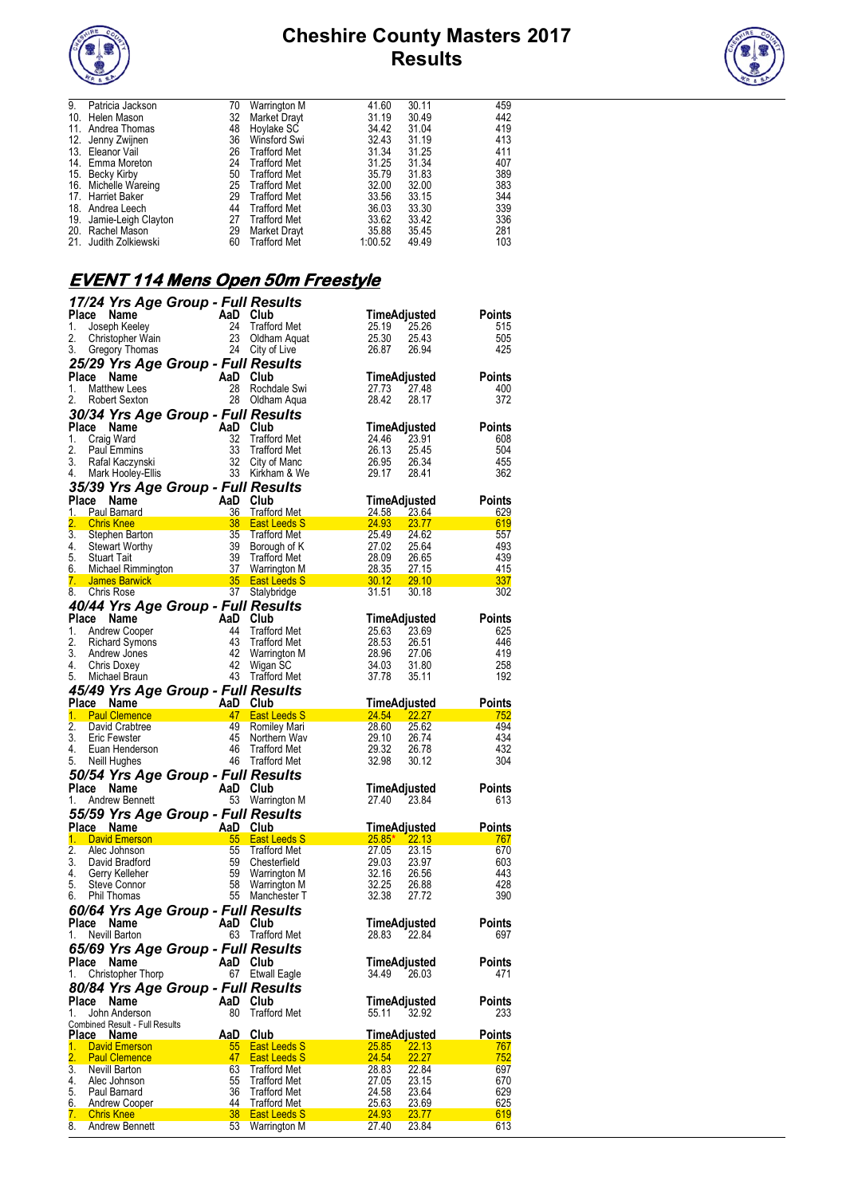| Place | Name | AaD | Club | Time | Adjusted | Points |
|---|---|---|---|---|---|---|
| 9. | Patricia Jackson | 70 | Warrington M | 41.60 | 30.11 | 459 |
| 10. | Helen Mason | 32 | Market Drayt | 31.19 | 30.49 | 442 |
| 11. | Andrea Thomas | 48 | Hoylake SC | 34.42 | 31.04 | 419 |
| 12. | Jenny Zwijnen | 36 | Winsford Swi | 32.43 | 31.19 | 413 |
| 13. | Eleanor Vail | 26 | Trafford Met | 31.34 | 31.25 | 411 |
| 14. | Emma Moreton | 24 | Trafford Met | 31.25 | 31.34 | 407 |
| 15. | Becky Kirby | 50 | Trafford Met | 35.79 | 31.83 | 389 |
| 16. | Michelle Wareing | 25 | Trafford Met | 32.00 | 32.00 | 383 |
| 17. | Harriet Baker | 29 | Trafford Met | 33.56 | 33.15 | 344 |
| 18. | Andrea Leech | 44 | Trafford Met | 36.03 | 33.30 | 339 |
| 19. | Jamie-Leigh Clayton | 27 | Trafford Met | 33.62 | 33.42 | 336 |
| 20. | Rachel Mason | 29 | Market Drayt | 35.88 | 35.45 | 281 |
| 21. | Judith Zolkiewski | 60 | Trafford Met | 1:00.52 | 49.49 | 103 |

## EVENT 114 Mens Open 50m Freestyle

### 17/24 Yrs Age Group - Full Results

| Place | Name | AaD | Club | Time | Adjusted | Points |
|---|---|---|---|---|---|---|
| 1. | Joseph Keeley | 24 | Trafford Met | 25.19 | 25.26 | 515 |
| 2. | Christopher Wain | 23 | Oldham Aquat | 25.30 | 25.43 | 505 |
| 3. | Gregory Thomas | 24 | City of Live | 26.87 | 26.94 | 425 |

### 25/29 Yrs Age Group - Full Results

| Place | Name | AaD | Club | Time | Adjusted | Points |
|---|---|---|---|---|---|---|
| 1. | Matthew Lees | 28 | Rochdale Swi | 27.73 | 27.48 | 400 |
| 2. | Robert Sexton | 28 | Oldham Aqua | 28.42 | 28.17 | 372 |

### 30/34 Yrs Age Group - Full Results

| Place | Name | AaD | Club | Time | Adjusted | Points |
|---|---|---|---|---|---|---|
| 1. | Craig Ward | 32 | Trafford Met | 24.46 | 23.91 | 608 |
| 2. | Paul Emmins | 33 | Trafford Met | 26.13 | 25.45 | 504 |
| 3. | Rafal Kaczynski | 32 | City of Manc | 26.95 | 26.34 | 455 |
| 4. | Mark Hooley-Ellis | 33 | Kirkham & We | 29.17 | 28.41 | 362 |

### 35/39 Yrs Age Group - Full Results

| Place | Name | AaD | Club | Time | Adjusted | Points |
|---|---|---|---|---|---|---|
| 1. | Paul Barnard | 36 | Trafford Met | 24.58 | 23.64 | 629 |
| 2. | Chris Knee | 38 | East Leeds S | 24.93 | 23.77 | 619 |
| 3. | Stephen Barton | 35 | Trafford Met | 25.49 | 24.62 | 557 |
| 4. | Stewart Worthy | 39 | Borough of K | 27.02 | 25.64 | 493 |
| 5. | Stuart Tait | 39 | Trafford Met | 28.09 | 26.65 | 439 |
| 6. | Michael Rimmington | 37 | Warrington M | 28.35 | 27.15 | 415 |
| 7. | James Barwick | 35 | East Leeds S | 30.12 | 29.10 | 337 |
| 8. | Chris Rose | 37 | Stalybridge | 31.51 | 30.18 | 302 |

### 40/44 Yrs Age Group - Full Results

| Place | Name | AaD | Club | Time | Adjusted | Points |
|---|---|---|---|---|---|---|
| 1. | Andrew Cooper | 44 | Trafford Met | 25.63 | 23.69 | 625 |
| 2. | Richard Symons | 43 | Trafford Met | 28.53 | 26.51 | 446 |
| 3. | Andrew Jones | 42 | Warrington M | 28.96 | 27.06 | 419 |
| 4. | Chris Doxey | 42 | Wigan SC | 34.03 | 31.80 | 258 |
| 5. | Michael Braun | 43 | Trafford Met | 37.78 | 35.11 | 192 |

### 45/49 Yrs Age Group - Full Results

| Place | Name | AaD | Club | Time | Adjusted | Points |
|---|---|---|---|---|---|---|
| 1. | Paul Clemence | 47 | East Leeds S | 24.54 | 22.27 | 752 |
| 2. | David Crabtree | 49 | Romiley Mari | 28.60 | 25.62 | 494 |
| 3. | Eric Fewster | 45 | Northern Wav | 29.10 | 26.74 | 434 |
| 4. | Euan Henderson | 46 | Trafford Met | 29.32 | 26.78 | 432 |
| 5. | Neill Hughes | 46 | Trafford Met | 32.98 | 30.12 | 304 |

### 50/54 Yrs Age Group - Full Results

| Place | Name | AaD | Club | Time | Adjusted | Points |
|---|---|---|---|---|---|---|
| 1. | Andrew Bennett | 53 | Warrington M | 27.40 | 23.84 | 613 |

### 55/59 Yrs Age Group - Full Results

| Place | Name | AaD | Club | Time | Adjusted | Points |
|---|---|---|---|---|---|---|
| 1. | David Emerson | 55 | East Leeds S | 25.85* | 22.13 | 767 |
| 2. | Alec Johnson | 55 | Trafford Met | 27.05 | 23.15 | 670 |
| 3. | David Bradford | 59 | Chesterfield | 29.03 | 23.97 | 603 |
| 4. | Gerry Kelleher | 59 | Warrington M | 32.16 | 26.56 | 443 |
| 5. | Steve Connor | 58 | Warrington M | 32.25 | 26.88 | 428 |
| 6. | Phil Thomas | 55 | Manchester T | 32.38 | 27.72 | 390 |

### 60/64 Yrs Age Group - Full Results

| Place | Name | AaD | Club | Time | Adjusted | Points |
|---|---|---|---|---|---|---|
| 1. | Nevill Barton | 63 | Trafford Met | 28.83 | 22.84 | 697 |

### 65/69 Yrs Age Group - Full Results

| Place | Name | AaD | Club | Time | Adjusted | Points |
|---|---|---|---|---|---|---|
| 1. | Christopher Thorp | 67 | Etwall Eagle | 34.49 | 26.03 | 471 |

### 80/84 Yrs Age Group - Full Results

| Place | Name | AaD | Club | Time | Adjusted | Points |
|---|---|---|---|---|---|---|
| 1. | John Anderson | 80 | Trafford Met | 55.11 | 32.92 | 233 |

Combined Result - Full Results

| Place | Name | AaD | Club | Time | Adjusted | Points |
|---|---|---|---|---|---|---|
| 1. | David Emerson | 55 | East Leeds S | 25.85 | 22.13 | 767 |
| 2. | Paul Clemence | 47 | East Leeds S | 24.54 | 22.27 | 752 |
| 3. | Nevill Barton | 63 | Trafford Met | 28.83 | 22.84 | 697 |
| 4. | Alec Johnson | 55 | Trafford Met | 27.05 | 23.15 | 670 |
| 5. | Paul Barnard | 36 | Trafford Met | 24.58 | 23.64 | 629 |
| 6. | Andrew Cooper | 44 | Trafford Met | 25.63 | 23.69 | 625 |
| 7. | Chris Knee | 38 | East Leeds S | 24.93 | 23.77 | 619 |
| 8. | Andrew Bennett | 53 | Warrington M | 27.40 | 23.84 | 613 |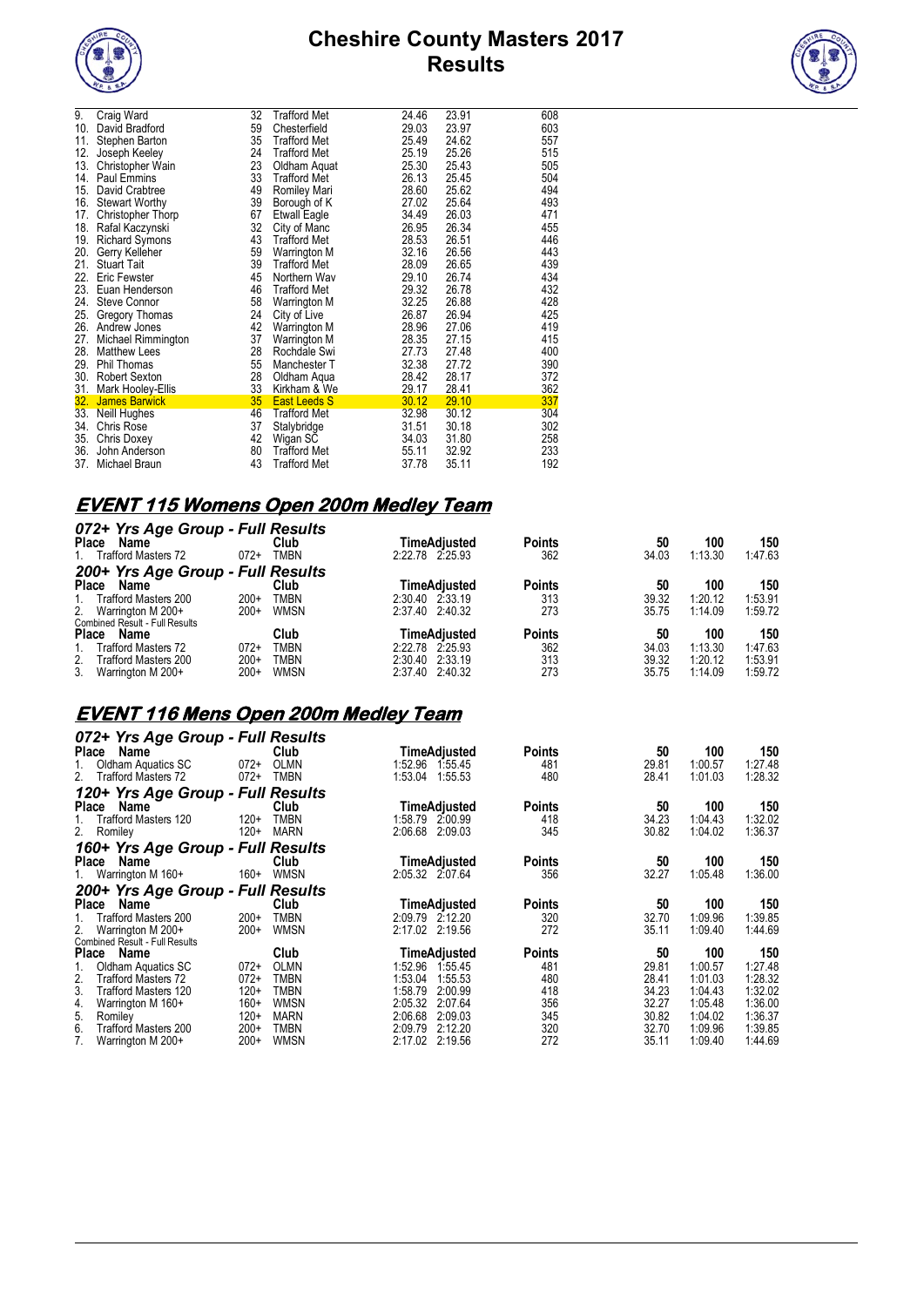# Cheshire County Masters 2017
# Results

| Place | Name | Age | Club | | | Points |
|---|---|---|---|---|---|---|
| 9. | Craig Ward | 32 | Trafford Met | 24.46 | 23.91 | 608 |
| 10. | David Bradford | 59 | Chesterfield | 29.03 | 23.97 | 603 |
| 11. | Stephen Barton | 35 | Trafford Met | 25.49 | 24.62 | 557 |
| 12. | Joseph Keeley | 24 | Trafford Met | 25.19 | 25.26 | 515 |
| 13. | Christopher Wain | 23 | Oldham Aquat | 25.30 | 25.43 | 505 |
| 14. | Paul Emmins | 33 | Trafford Met | 26.13 | 25.45 | 504 |
| 15. | David Crabtree | 49 | Romiley Mari | 28.60 | 25.62 | 494 |
| 16. | Stewart Worthy | 39 | Borough of K | 27.02 | 25.64 | 493 |
| 17. | Christopher Thorp | 67 | Etwall Eagle | 34.49 | 26.03 | 471 |
| 18. | Rafal Kaczynski | 32 | City of Manc | 26.95 | 26.34 | 455 |
| 19. | Richard Symons | 43 | Trafford Met | 28.53 | 26.51 | 446 |
| 20. | Gerry Kelleher | 59 | Warrington M | 32.16 | 26.56 | 443 |
| 21. | Stuart Tait | 39 | Trafford Met | 28.09 | 26.65 | 439 |
| 22. | Eric Fewster | 45 | Northern Wav | 29.10 | 26.74 | 434 |
| 23. | Euan Henderson | 46 | Trafford Met | 29.32 | 26.78 | 432 |
| 24. | Steve Connor | 58 | Warrington M | 32.25 | 26.88 | 428 |
| 25. | Gregory Thomas | 24 | City of Live | 26.87 | 26.94 | 425 |
| 26. | Andrew Jones | 42 | Warrington M | 28.96 | 27.06 | 419 |
| 27. | Michael Rimmington | 37 | Warrington M | 28.35 | 27.15 | 415 |
| 28. | Matthew Lees | 28 | Rochdale Swi | 27.73 | 27.48 | 400 |
| 29. | Phil Thomas | 55 | Manchester T | 32.38 | 27.72 | 390 |
| 30. | Robert Sexton | 28 | Oldham Aqua | 28.42 | 28.17 | 372 |
| 31. | Mark Hooley-Ellis | 33 | Kirkham & We | 29.17 | 28.41 | 362 |
| 32. | James Barwick | 35 | East Leeds S | 30.12 | 29.10 | 337 |
| 33. | Neill Hughes | 46 | Trafford Met | 32.98 | 30.12 | 304 |
| 34. | Chris Rose | 37 | Stalybridge | 31.51 | 30.18 | 302 |
| 35. | Chris Doxey | 42 | Wigan SC | 34.03 | 31.80 | 258 |
| 36. | John Anderson | 80 | Trafford Met | 55.11 | 32.92 | 233 |
| 37. | Michael Braun | 43 | Trafford Met | 37.78 | 35.11 | 192 |

## EVENT 115 Womens Open 200m Medley Team

### 072+ Yrs Age Group - Full Results

| Place | Name | | Club | Time | Adjusted | Points | 50 | 100 | 150 |
|---|---|---|---|---|---|---|---|---|---|
| 1. | Trafford Masters 72 | 072+ | TMBN | 2:22.78 | 2:25.93 | 362 | 34.03 | 1:13.30 | 1:47.63 |

### 200+ Yrs Age Group - Full Results

| Place | Name | | Club | Time | Adjusted | Points | 50 | 100 | 150 |
|---|---|---|---|---|---|---|---|---|---|
| 1. | Trafford Masters 200 | 200+ | TMBN | 2:30.40 | 2:33.19 | 313 | 39.32 | 1:20.12 | 1:53.91 |
| 2. | Warrington M 200+ | 200+ | WMSN | 2:37.40 | 2:40.32 | 273 | 35.75 | 1:14.09 | 1:59.72 |

Combined Result - Full Results

| Place | Name | | Club | Time | Adjusted | Points | 50 | 100 | 150 |
|---|---|---|---|---|---|---|---|---|---|
| 1. | Trafford Masters 72 | 072+ | TMBN | 2:22.78 | 2:25.93 | 362 | 34.03 | 1:13.30 | 1:47.63 |
| 2. | Trafford Masters 200 | 200+ | TMBN | 2:30.40 | 2:33.19 | 313 | 39.32 | 1:20.12 | 1:53.91 |
| 3. | Warrington M 200+ | 200+ | WMSN | 2:37.40 | 2:40.32 | 273 | 35.75 | 1:14.09 | 1:59.72 |

## EVENT 116 Mens Open 200m Medley Team

### 072+ Yrs Age Group - Full Results

| Place | Name | | Club | Time | Adjusted | Points | 50 | 100 | 150 |
|---|---|---|---|---|---|---|---|---|---|
| 1. | Oldham Aquatics SC | 072+ | OLMN | 1:52.96 | 1:55.45 | 481 | 29.81 | 1:00.57 | 1:27.48 |
| 2. | Trafford Masters 72 | 072+ | TMBN | 1:53.04 | 1:55.53 | 480 | 28.41 | 1:01.03 | 1:28.32 |

### 120+ Yrs Age Group - Full Results

| Place | Name | | Club | Time | Adjusted | Points | 50 | 100 | 150 |
|---|---|---|---|---|---|---|---|---|---|
| 1. | Trafford Masters 120 | 120+ | TMBN | 1:58.79 | 2:00.99 | 418 | 34.23 | 1:04.43 | 1:32.02 |
| 2. | Romiley | 120+ | MARN | 2:06.68 | 2:09.03 | 345 | 30.82 | 1:04.02 | 1:36.37 |

### 160+ Yrs Age Group - Full Results

| Place | Name | | Club | Time | Adjusted | Points | 50 | 100 | 150 |
|---|---|---|---|---|---|---|---|---|---|
| 1. | Warrington M 160+ | 160+ | WMSN | 2:05.32 | 2:07.64 | 356 | 32.27 | 1:05.48 | 1:36.00 |

### 200+ Yrs Age Group - Full Results

| Place | Name | | Club | Time | Adjusted | Points | 50 | 100 | 150 |
|---|---|---|---|---|---|---|---|---|---|
| 1. | Trafford Masters 200 | 200+ | TMBN | 2:09.79 | 2:12.20 | 320 | 32.70 | 1:09.96 | 1:39.85 |
| 2. | Warrington M 200+ | 200+ | WMSN | 2:17.02 | 2:19.56 | 272 | 35.11 | 1:09.40 | 1:44.69 |

Combined Result - Full Results

| Place | Name | | Club | Time | Adjusted | Points | 50 | 100 | 150 |
|---|---|---|---|---|---|---|---|---|---|
| 1. | Oldham Aquatics SC | 072+ | OLMN | 1:52.96 | 1:55.45 | 481 | 29.81 | 1:00.57 | 1:27.48 |
| 2. | Trafford Masters 72 | 072+ | TMBN | 1:53.04 | 1:55.53 | 480 | 28.41 | 1:01.03 | 1:28.32 |
| 3. | Trafford Masters 120 | 120+ | TMBN | 1:58.79 | 2:00.99 | 418 | 34.23 | 1:04.43 | 1:32.02 |
| 4. | Warrington M 160+ | 160+ | WMSN | 2:05.32 | 2:07.64 | 356 | 32.27 | 1:05.48 | 1:36.00 |
| 5. | Romiley | 120+ | MARN | 2:06.68 | 2:09.03 | 345 | 30.82 | 1:04.02 | 1:36.37 |
| 6. | Trafford Masters 200 | 200+ | TMBN | 2:09.79 | 2:12.20 | 320 | 32.70 | 1:09.96 | 1:39.85 |
| 7. | Warrington M 200+ | 200+ | WMSN | 2:17.02 | 2:19.56 | 272 | 35.11 | 1:09.40 | 1:44.69 |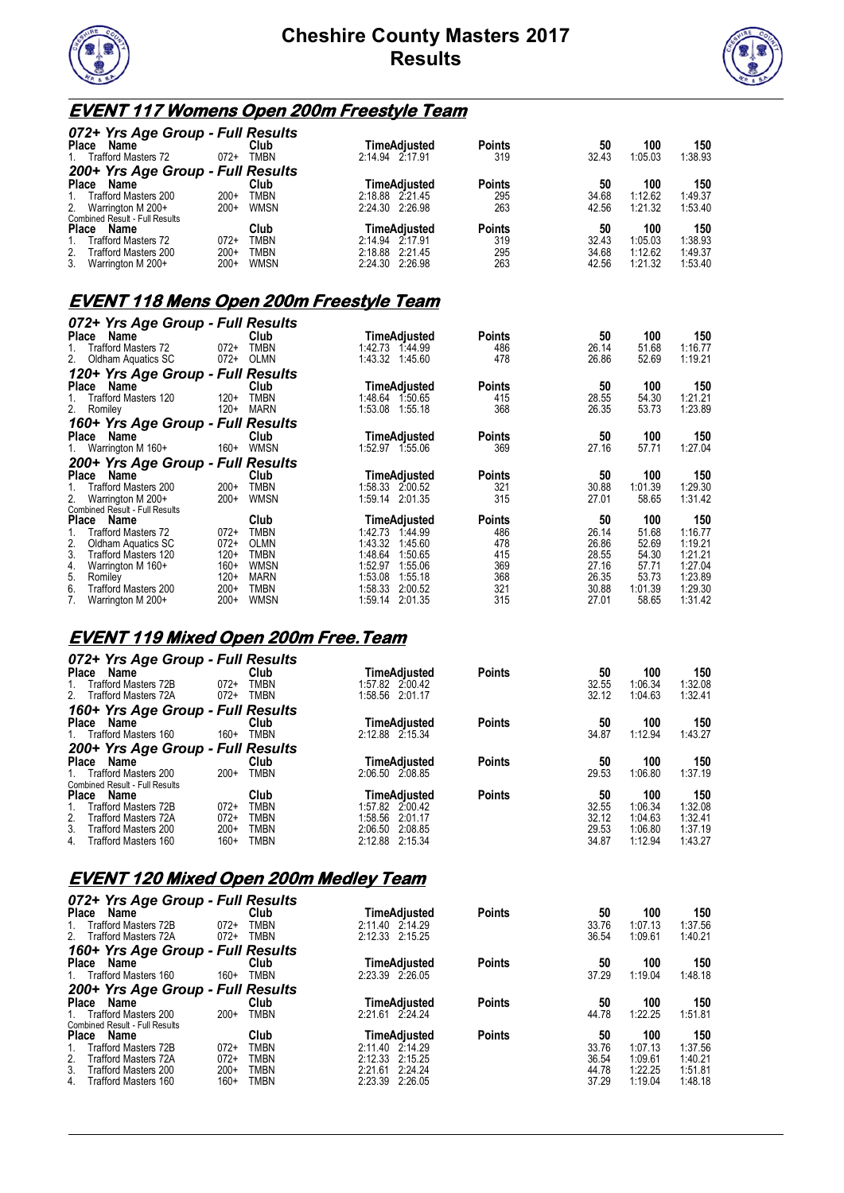# Cheshire County Masters 2017
# Results

## EVENT 117 Womens Open 200m Freestyle Team

### 072+ Yrs Age Group - Full Results

| Place | Name | | Club | Time | Adjusted | Points | 50 | 100 | 150 |
|---|---|---|---|---|---|---|---|---|---|
| 1. | Trafford Masters 72 | 072+ | TMBN | 2:14.94 | 2:17.91 | 319 | 32.43 | 1:05.03 | 1:38.93 |

### 200+ Yrs Age Group - Full Results

| Place | Name | | Club | Time | Adjusted | Points | 50 | 100 | 150 |
|---|---|---|---|---|---|---|---|---|---|
| 1. | Trafford Masters 200 | 200+ | TMBN | 2:18.88 | 2:21.45 | 295 | 34.68 | 1:12.62 | 1:49.37 |
| 2. | Warrington M 200+ | 200+ | WMSN | 2:24.30 | 2:26.98 | 263 | 42.56 | 1:21.32 | 1:53.40 |

Combined Result - Full Results

| Place | Name | | Club | Time | Adjusted | Points | 50 | 100 | 150 |
|---|---|---|---|---|---|---|---|---|---|
| 1. | Trafford Masters 72 | 072+ | TMBN | 2:14.94 | 2:17.91 | 319 | 32.43 | 1:05.03 | 1:38.93 |
| 2. | Trafford Masters 200 | 200+ | TMBN | 2:18.88 | 2:21.45 | 295 | 34.68 | 1:12.62 | 1:49.37 |
| 3. | Warrington M 200+ | 200+ | WMSN | 2:24.30 | 2:26.98 | 263 | 42.56 | 1:21.32 | 1:53.40 |

## EVENT 118 Mens Open 200m Freestyle Team

### 072+ Yrs Age Group - Full Results

| Place | Name | | Club | Time | Adjusted | Points | 50 | 100 | 150 |
|---|---|---|---|---|---|---|---|---|---|
| 1. | Trafford Masters 72 | 072+ | TMBN | 1:42.73 | 1:44.99 | 486 | 26.14 | 51.68 | 1:16.77 |
| 2. | Oldham Aquatics SC | 072+ | OLMN | 1:43.32 | 1:45.60 | 478 | 26.86 | 52.69 | 1:19.21 |

### 120+ Yrs Age Group - Full Results

| Place | Name | | Club | Time | Adjusted | Points | 50 | 100 | 150 |
|---|---|---|---|---|---|---|---|---|---|
| 1. | Trafford Masters 120 | 120+ | TMBN | 1:48.64 | 1:50.65 | 415 | 28.55 | 54.30 | 1:21.21 |
| 2. | Romiley | 120+ | MARN | 1:53.08 | 1:55.18 | 368 | 26.35 | 53.73 | 1:23.89 |

### 160+ Yrs Age Group - Full Results

| Place | Name | | Club | Time | Adjusted | Points | 50 | 100 | 150 |
|---|---|---|---|---|---|---|---|---|---|
| 1. | Warrington M 160+ | 160+ | WMSN | 1:52.97 | 1:55.06 | 369 | 27.16 | 57.71 | 1:27.04 |

### 200+ Yrs Age Group - Full Results

| Place | Name | | Club | Time | Adjusted | Points | 50 | 100 | 150 |
|---|---|---|---|---|---|---|---|---|---|
| 1. | Trafford Masters 200 | 200+ | TMBN | 1:58.33 | 2:00.52 | 321 | 30.88 | 1:01.39 | 1:29.30 |
| 2. | Warrington M 200+ | 200+ | WMSN | 1:59.14 | 2:01.35 | 315 | 27.01 | 58.65 | 1:31.42 |

Combined Result - Full Results

| Place | Name | | Club | Time | Adjusted | Points | 50 | 100 | 150 |
|---|---|---|---|---|---|---|---|---|---|
| 1. | Trafford Masters 72 | 072+ | TMBN | 1:42.73 | 1:44.99 | 486 | 26.14 | 51.68 | 1:16.77 |
| 2. | Oldham Aquatics SC | 072+ | OLMN | 1:43.32 | 1:45.60 | 478 | 26.86 | 52.69 | 1:19.21 |
| 3. | Trafford Masters 120 | 120+ | TMBN | 1:48.64 | 1:50.65 | 415 | 28.55 | 54.30 | 1:21.21 |
| 4. | Warrington M 160+ | 160+ | WMSN | 1:52.97 | 1:55.06 | 369 | 27.16 | 57.71 | 1:27.04 |
| 5. | Romiley | 120+ | MARN | 1:53.08 | 1:55.18 | 368 | 26.35 | 53.73 | 1:23.89 |
| 6. | Trafford Masters 200 | 200+ | TMBN | 1:58.33 | 2:00.52 | 321 | 30.88 | 1:01.39 | 1:29.30 |
| 7. | Warrington M 200+ | 200+ | WMSN | 1:59.14 | 2:01.35 | 315 | 27.01 | 58.65 | 1:31.42 |

## EVENT 119 Mixed Open 200m Free.Team

### 072+ Yrs Age Group - Full Results

| Place | Name | | Club | Time | Adjusted | Points | 50 | 100 | 150 |
|---|---|---|---|---|---|---|---|---|---|
| 1. | Trafford Masters 72B | 072+ | TMBN | 1:57.82 | 2:00.42 | | 32.55 | 1:06.34 | 1:32.08 |
| 2. | Trafford Masters 72A | 072+ | TMBN | 1:58.56 | 2:01.17 | | 32.12 | 1:04.63 | 1:32.41 |

### 160+ Yrs Age Group - Full Results

| Place | Name | | Club | Time | Adjusted | Points | 50 | 100 | 150 |
|---|---|---|---|---|---|---|---|---|---|
| 1. | Trafford Masters 160 | 160+ | TMBN | 2:12.88 | 2:15.34 | | 34.87 | 1:12.94 | 1:43.27 |

### 200+ Yrs Age Group - Full Results

| Place | Name | | Club | Time | Adjusted | Points | 50 | 100 | 150 |
|---|---|---|---|---|---|---|---|---|---|
| 1. | Trafford Masters 200 | 200+ | TMBN | 2:06.50 | 2:08.85 | | 29.53 | 1:06.80 | 1:37.19 |

Combined Result - Full Results

| Place | Name | | Club | Time | Adjusted | Points | 50 | 100 | 150 |
|---|---|---|---|---|---|---|---|---|---|
| 1. | Trafford Masters 72B | 072+ | TMBN | 1:57.82 | 2:00.42 | | 32.55 | 1:06.34 | 1:32.08 |
| 2. | Trafford Masters 72A | 072+ | TMBN | 1:58.56 | 2:01.17 | | 32.12 | 1:04.63 | 1:32.41 |
| 3. | Trafford Masters 200 | 200+ | TMBN | 2:06.50 | 2:08.85 | | 29.53 | 1:06.80 | 1:37.19 |
| 4. | Trafford Masters 160 | 160+ | TMBN | 2:12.88 | 2:15.34 | | 34.87 | 1:12.94 | 1:43.27 |

## EVENT 120 Mixed Open 200m Medley Team

### 072+ Yrs Age Group - Full Results

| Place | Name | | Club | Time | Adjusted | Points | 50 | 100 | 150 |
|---|---|---|---|---|---|---|---|---|---|
| 1. | Trafford Masters 72B | 072+ | TMBN | 2:11.40 | 2:14.29 | | 33.76 | 1:07.13 | 1:37.56 |
| 2. | Trafford Masters 72A | 072+ | TMBN | 2:12.33 | 2:15.25 | | 36.54 | 1:09.61 | 1:40.21 |

### 160+ Yrs Age Group - Full Results

| Place | Name | | Club | Time | Adjusted | Points | 50 | 100 | 150 |
|---|---|---|---|---|---|---|---|---|---|
| 1. | Trafford Masters 160 | 160+ | TMBN | 2:23.39 | 2:26.05 | | 37.29 | 1:19.04 | 1:48.18 |

### 200+ Yrs Age Group - Full Results

| Place | Name | | Club | Time | Adjusted | Points | 50 | 100 | 150 |
|---|---|---|---|---|---|---|---|---|---|
| 1. | Trafford Masters 200 | 200+ | TMBN | 2:21.61 | 2:24.24 | | 44.78 | 1:22.25 | 1:51.81 |

Combined Result - Full Results

| Place | Name | | Club | Time | Adjusted | Points | 50 | 100 | 150 |
|---|---|---|---|---|---|---|---|---|---|
| 1. | Trafford Masters 72B | 072+ | TMBN | 2:11.40 | 2:14.29 | | 33.76 | 1:07.13 | 1:37.56 |
| 2. | Trafford Masters 72A | 072+ | TMBN | 2:12.33 | 2:15.25 | | 36.54 | 1:09.61 | 1:40.21 |
| 3. | Trafford Masters 200 | 200+ | TMBN | 2:21.61 | 2:24.24 | | 44.78 | 1:22.25 | 1:51.81 |
| 4. | Trafford Masters 160 | 160+ | TMBN | 2:23.39 | 2:26.05 | | 37.29 | 1:19.04 | 1:48.18 |